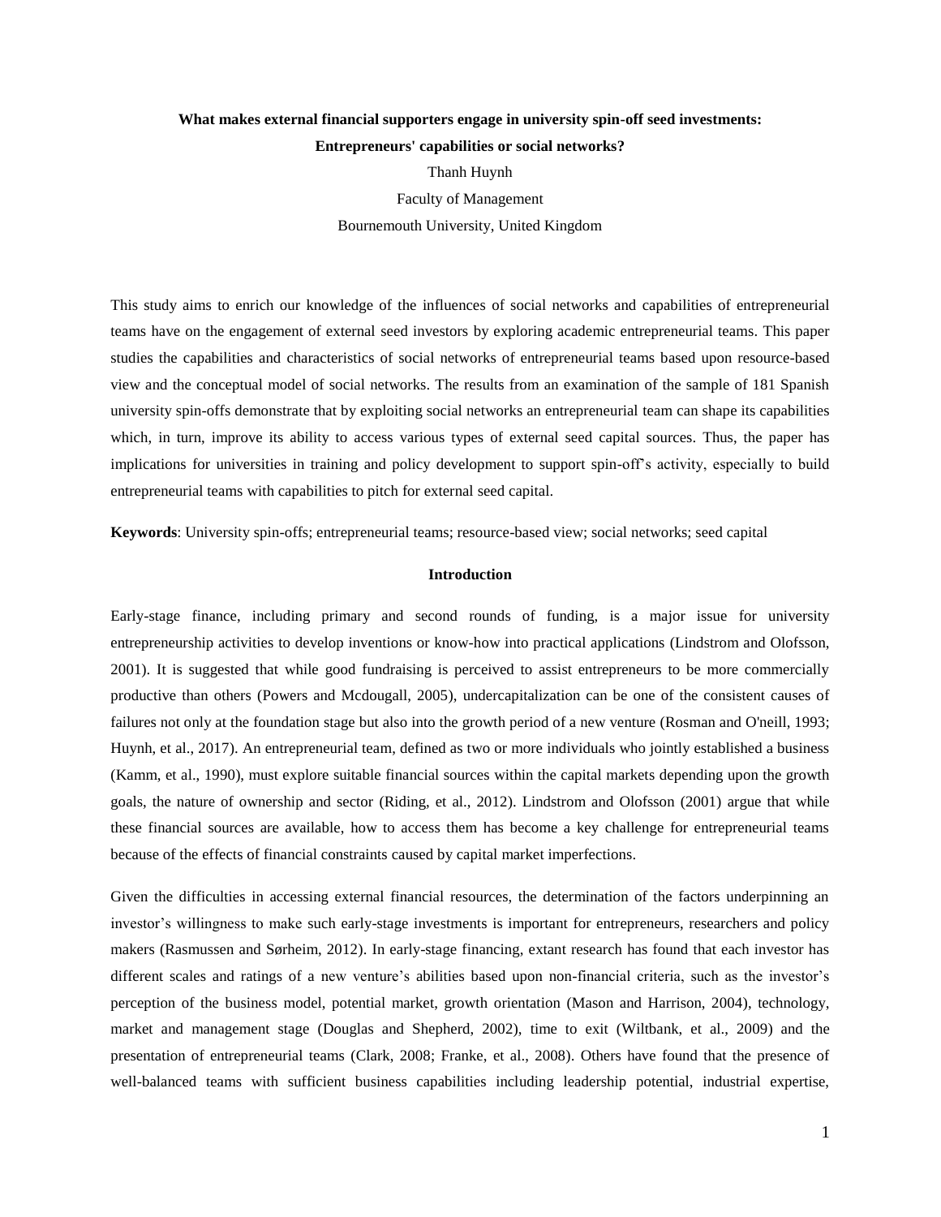**What makes external financial supporters engage in university spin-off seed investments: Entrepreneurs' capabilities or social networks?**

Thanh Huynh

Faculty of Management

Bournemouth University, United Kingdom

This study aims to enrich our knowledge of the influences of social networks and capabilities of entrepreneurial teams have on the engagement of external seed investors by exploring academic entrepreneurial teams. This paper studies the capabilities and characteristics of social networks of entrepreneurial teams based upon resource-based view and the conceptual model of social networks. The results from an examination of the sample of 181 Spanish university spin-offs demonstrate that by exploiting social networks an entrepreneurial team can shape its capabilities which, in turn, improve its ability to access various types of external seed capital sources. Thus, the paper has implications for universities in training and policy development to support spin-off's activity, especially to build entrepreneurial teams with capabilities to pitch for external seed capital.

**Keywords**: University spin-offs; entrepreneurial teams; resource-based view; social networks; seed capital

## Introduction

Early-stage finance, including primary and second rounds of funding, is a major issue for university entrepreneurship activities to develop inventions or know-how into practical applications (Lindstrom and Olofsson, 2001). It is suggested that while good fundraising is perceived to assist entrepreneurs to be more commercially productive than others (Powers and Mcdougall, 2005), undercapitalization can be one of the consistent causes of failures not only at the foundation stage but also into the growth period of a new venture (Rosman and O'neill, 1993; Huynh, et al., 2017). An entrepreneurial team, defined as two or more individuals who jointly established a business (Kamm, et al., 1990), must explore suitable financial sources within the capital markets depending upon the growth goals, the nature of ownership and sector (Riding, et al., 2012). Lindstrom and Olofsson (2001) argue that while these financial sources are available, how to access them has become a key challenge for entrepreneurial teams because of the effects of financial constraints caused by capital market imperfections.

Given the difficulties in accessing external financial resources, the determination of the factors underpinning an investor's willingness to make such early-stage investments is important for entrepreneurs, researchers and policy makers (Rasmussen and Sørheim, 2012). In early-stage financing, extant research has found that each investor has different scales and ratings of a new venture's abilities based upon non-financial criteria, such as the investor's perception of the business model, potential market, growth orientation (Mason and Harrison, 2004), technology, market and management stage (Douglas and Shepherd, 2002), time to exit (Wiltbank, et al., 2009) and the presentation of entrepreneurial teams (Clark, 2008; Franke, et al., 2008). Others have found that the presence of well-balanced teams with sufficient business capabilities including leadership potential, industrial expertise,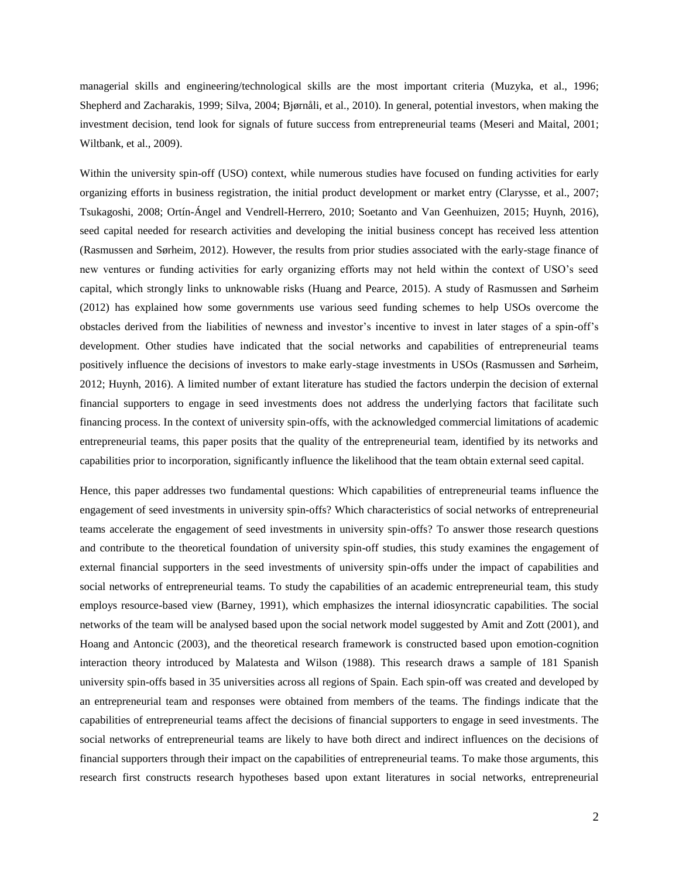managerial skills and engineering/technological skills are the most important criteria (Muzyka, et al., 1996; Shepherd and Zacharakis, 1999; Silva, 2004; Bjørnåli, et al., 2010). In general, potential investors, when making the investment decision, tend look for signals of future success from entrepreneurial teams (Meseri and Maital, 2001; Wiltbank, et al., 2009).

Within the university spin-off (USO) context, while numerous studies have focused on funding activities for early organizing efforts in business registration, the initial product development or market entry (Clarysse, et al., 2007; Tsukagoshi, 2008; Ortín-Ángel and Vendrell-Herrero, 2010; Soetanto and Van Geenhuizen, 2015; Huynh, 2016), seed capital needed for research activities and developing the initial business concept has received less attention (Rasmussen and Sørheim, 2012). However, the results from prior studies associated with the early-stage finance of new ventures or funding activities for early organizing efforts may not held within the context of USO's seed capital, which strongly links to unknowable risks (Huang and Pearce, 2015). A study of Rasmussen and Sørheim (2012) has explained how some governments use various seed funding schemes to help USOs overcome the obstacles derived from the liabilities of newness and investor's incentive to invest in later stages of a spin-off's development. Other studies have indicated that the social networks and capabilities of entrepreneurial teams positively influence the decisions of investors to make early-stage investments in USOs (Rasmussen and Sørheim, 2012; Huynh, 2016). A limited number of extant literature has studied the factors underpin the decision of external financial supporters to engage in seed investments does not address the underlying factors that facilitate such financing process. In the context of university spin-offs, with the acknowledged commercial limitations of academic entrepreneurial teams, this paper posits that the quality of the entrepreneurial team, identified by its networks and capabilities prior to incorporation, significantly influence the likelihood that the team obtain external seed capital.

Hence, this paper addresses two fundamental questions: Which capabilities of entrepreneurial teams influence the engagement of seed investments in university spin-offs? Which characteristics of social networks of entrepreneurial teams accelerate the engagement of seed investments in university spin-offs? To answer those research questions and contribute to the theoretical foundation of university spin-off studies, this study examines the engagement of external financial supporters in the seed investments of university spin-offs under the impact of capabilities and social networks of entrepreneurial teams. To study the capabilities of an academic entrepreneurial team, this study employs resource-based view (Barney, 1991), which emphasizes the internal idiosyncratic capabilities. The social networks of the team will be analysed based upon the social network model suggested by Amit and Zott (2001), and Hoang and Antoncic (2003), and the theoretical research framework is constructed based upon emotion-cognition interaction theory introduced by Malatesta and Wilson (1988). This research draws a sample of 181 Spanish university spin-offs based in 35 universities across all regions of Spain. Each spin-off was created and developed by an entrepreneurial team and responses were obtained from members of the teams. The findings indicate that the capabilities of entrepreneurial teams affect the decisions of financial supporters to engage in seed investments. The social networks of entrepreneurial teams are likely to have both direct and indirect influences on the decisions of financial supporters through their impact on the capabilities of entrepreneurial teams. To make those arguments, this research first constructs research hypotheses based upon extant literatures in social networks, entrepreneurial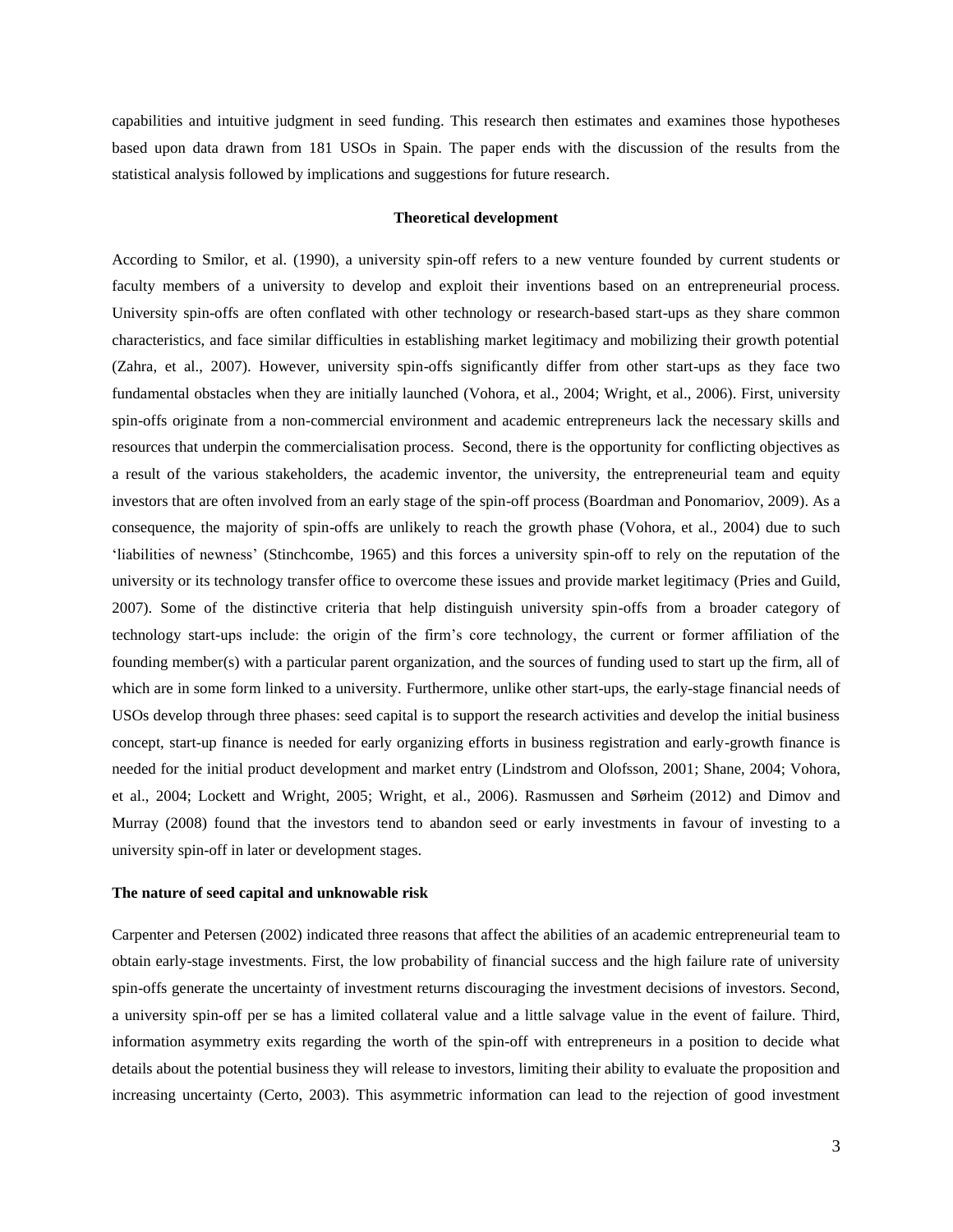capabilities and intuitive judgment in seed funding. This research then estimates and examines those hypotheses based upon data drawn from 181 USOs in Spain. The paper ends with the discussion of the results from the statistical analysis followed by implications and suggestions for future research.

## Theoretical development

According to Smilor, et al. (1990), a university spin-off refers to a new venture founded by current students or faculty members of a university to develop and exploit their inventions based on an entrepreneurial process. University spin-offs are often conflated with other technology or research-based start-ups as they share common characteristics, and face similar difficulties in establishing market legitimacy and mobilizing their growth potential (Zahra, et al., 2007). However, university spin-offs significantly differ from other start-ups as they face two fundamental obstacles when they are initially launched (Vohora, et al., 2004; Wright, et al., 2006). First, university spin-offs originate from a non-commercial environment and academic entrepreneurs lack the necessary skills and resources that underpin the commercialisation process. Second, there is the opportunity for conflicting objectives as a result of the various stakeholders, the academic inventor, the university, the entrepreneurial team and equity investors that are often involved from an early stage of the spin-off process (Boardman and Ponomariov, 2009). As a consequence, the majority of spin-offs are unlikely to reach the growth phase (Vohora, et al., 2004) due to such 'liabilities of newness' (Stinchcombe, 1965) and this forces a university spin-off to rely on the reputation of the university or its technology transfer office to overcome these issues and provide market legitimacy (Pries and Guild, 2007). Some of the distinctive criteria that help distinguish university spin-offs from a broader category of technology start-ups include: the origin of the firm's core technology, the current or former affiliation of the founding member(s) with a particular parent organization, and the sources of funding used to start up the firm, all of which are in some form linked to a university. Furthermore, unlike other start-ups, the early-stage financial needs of USOs develop through three phases: seed capital is to support the research activities and develop the initial business concept, start-up finance is needed for early organizing efforts in business registration and early-growth finance is needed for the initial product development and market entry (Lindstrom and Olofsson, 2001; Shane, 2004; Vohora, et al., 2004; Lockett and Wright, 2005; Wright, et al., 2006). Rasmussen and Sørheim (2012) and Dimov and Murray (2008) found that the investors tend to abandon seed or early investments in favour of investing to a university spin-off in later or development stages.

### The nature of seed capital and unknowable risk

Carpenter and Petersen (2002) indicated three reasons that affect the abilities of an academic entrepreneurial team to obtain early-stage investments. First, the low probability of financial success and the high failure rate of university spin-offs generate the uncertainty of investment returns discouraging the investment decisions of investors. Second, a university spin-off per se has a limited collateral value and a little salvage value in the event of failure. Third, information asymmetry exits regarding the worth of the spin-off with entrepreneurs in a position to decide what details about the potential business they will release to investors, limiting their ability to evaluate the proposition and increasing uncertainty (Certo, 2003). This asymmetric information can lead to the rejection of good investment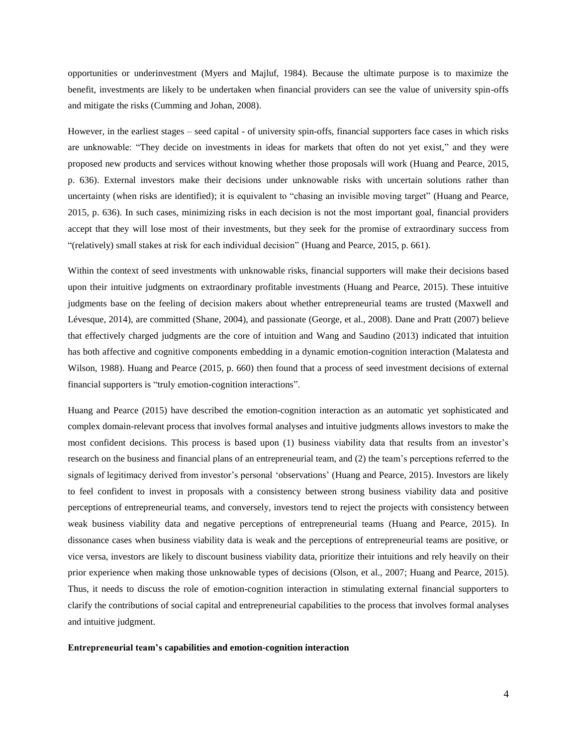opportunities or underinvestment (Myers and Majluf, 1984). Because the ultimate purpose is to maximize the benefit, investments are likely to be undertaken when financial providers can see the value of university spin-offs and mitigate the risks (Cumming and Johan, 2008).

However, in the earliest stages – seed capital - of university spin-offs, financial supporters face cases in which risks are unknowable: "They decide on investments in ideas for markets that often do not yet exist," and they were proposed new products and services without knowing whether those proposals will work (Huang and Pearce, 2015, p. 636). External investors make their decisions under unknowable risks with uncertain solutions rather than uncertainty (when risks are identified); it is equivalent to "chasing an invisible moving target" (Huang and Pearce, 2015, p. 636). In such cases, minimizing risks in each decision is not the most important goal, financial providers accept that they will lose most of their investments, but they seek for the promise of extraordinary success from "(relatively) small stakes at risk for each individual decision" (Huang and Pearce, 2015, p. 661).

Within the context of seed investments with unknowable risks, financial supporters will make their decisions based upon their intuitive judgments on extraordinary profitable investments (Huang and Pearce, 2015). These intuitive judgments base on the feeling of decision makers about whether entrepreneurial teams are trusted (Maxwell and Lévesque, 2014), are committed (Shane, 2004), and passionate (George, et al., 2008). Dane and Pratt (2007) believe that effectively charged judgments are the core of intuition and Wang and Saudino (2013) indicated that intuition has both affective and cognitive components embedding in a dynamic emotion-cognition interaction (Malatesta and Wilson, 1988). Huang and Pearce (2015, p. 660) then found that a process of seed investment decisions of external financial supporters is "truly emotion-cognition interactions".

Huang and Pearce (2015) have described the emotion-cognition interaction as an automatic yet sophisticated and complex domain-relevant process that involves formal analyses and intuitive judgments allows investors to make the most confident decisions. This process is based upon (1) business viability data that results from an investor's research on the business and financial plans of an entrepreneurial team, and (2) the team's perceptions referred to the signals of legitimacy derived from investor's personal 'observations' (Huang and Pearce, 2015). Investors are likely to feel confident to invest in proposals with a consistency between strong business viability data and positive perceptions of entrepreneurial teams, and conversely, investors tend to reject the projects with consistency between weak business viability data and negative perceptions of entrepreneurial teams (Huang and Pearce, 2015). In dissonance cases when business viability data is weak and the perceptions of entrepreneurial teams are positive, or vice versa, investors are likely to discount business viability data, prioritize their intuitions and rely heavily on their prior experience when making those unknowable types of decisions (Olson, et al., 2007; Huang and Pearce, 2015). Thus, it needs to discuss the role of emotion-cognition interaction in stimulating external financial supporters to clarify the contributions of social capital and entrepreneurial capabilities to the process that involves formal analyses and intuitive judgment.

**Entrepreneurial team's capabilities and emotion-cognition interaction**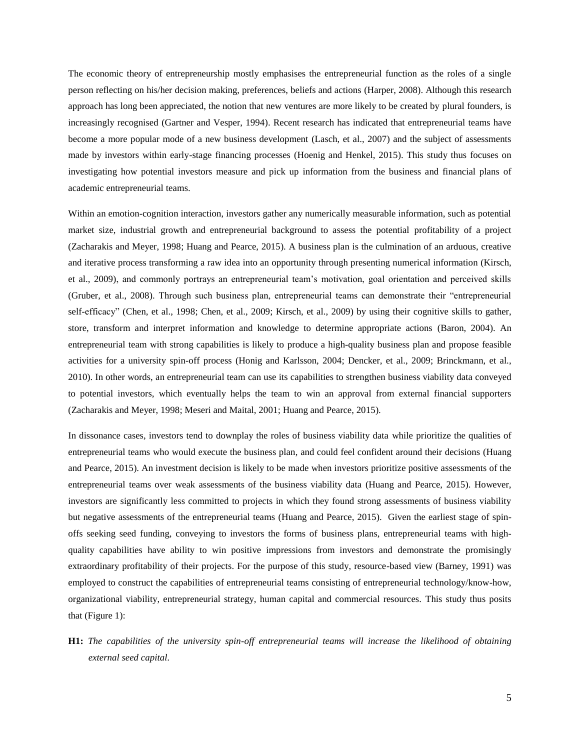The economic theory of entrepreneurship mostly emphasises the entrepreneurial function as the roles of a single person reflecting on his/her decision making, preferences, beliefs and actions (Harper, 2008). Although this research approach has long been appreciated, the notion that new ventures are more likely to be created by plural founders, is increasingly recognised (Gartner and Vesper, 1994). Recent research has indicated that entrepreneurial teams have become a more popular mode of a new business development (Lasch, et al., 2007) and the subject of assessments made by investors within early-stage financing processes (Hoenig and Henkel, 2015). This study thus focuses on investigating how potential investors measure and pick up information from the business and financial plans of academic entrepreneurial teams.

Within an emotion-cognition interaction, investors gather any numerically measurable information, such as potential market size, industrial growth and entrepreneurial background to assess the potential profitability of a project (Zacharakis and Meyer, 1998; Huang and Pearce, 2015). A business plan is the culmination of an arduous, creative and iterative process transforming a raw idea into an opportunity through presenting numerical information (Kirsch, et al., 2009), and commonly portrays an entrepreneurial team's motivation, goal orientation and perceived skills (Gruber, et al., 2008). Through such business plan, entrepreneurial teams can demonstrate their "entrepreneurial self-efficacy" (Chen, et al., 1998; Chen, et al., 2009; Kirsch, et al., 2009) by using their cognitive skills to gather, store, transform and interpret information and knowledge to determine appropriate actions (Baron, 2004). An entrepreneurial team with strong capabilities is likely to produce a high-quality business plan and propose feasible activities for a university spin-off process (Honig and Karlsson, 2004; Dencker, et al., 2009; Brinckmann, et al., 2010). In other words, an entrepreneurial team can use its capabilities to strengthen business viability data conveyed to potential investors, which eventually helps the team to win an approval from external financial supporters (Zacharakis and Meyer, 1998; Meseri and Maital, 2001; Huang and Pearce, 2015).

In dissonance cases, investors tend to downplay the roles of business viability data while prioritize the qualities of entrepreneurial teams who would execute the business plan, and could feel confident around their decisions (Huang and Pearce, 2015). An investment decision is likely to be made when investors prioritize positive assessments of the entrepreneurial teams over weak assessments of the business viability data (Huang and Pearce, 2015). However, investors are significantly less committed to projects in which they found strong assessments of business viability but negative assessments of the entrepreneurial teams (Huang and Pearce, 2015). Given the earliest stage of spin-offs seeking seed funding, conveying to investors the forms of business plans, entrepreneurial teams with high-quality capabilities have ability to win positive impressions from investors and demonstrate the promisingly extraordinary profitability of their projects. For the purpose of this study, resource-based view (Barney, 1991) was employed to construct the capabilities of entrepreneurial teams consisting of entrepreneurial technology/know-how, organizational viability, entrepreneurial strategy, human capital and commercial resources. This study thus posits that (Figure 1):

**H1:** *The capabilities of the university spin-off entrepreneurial teams will increase the likelihood of obtaining external seed capital.*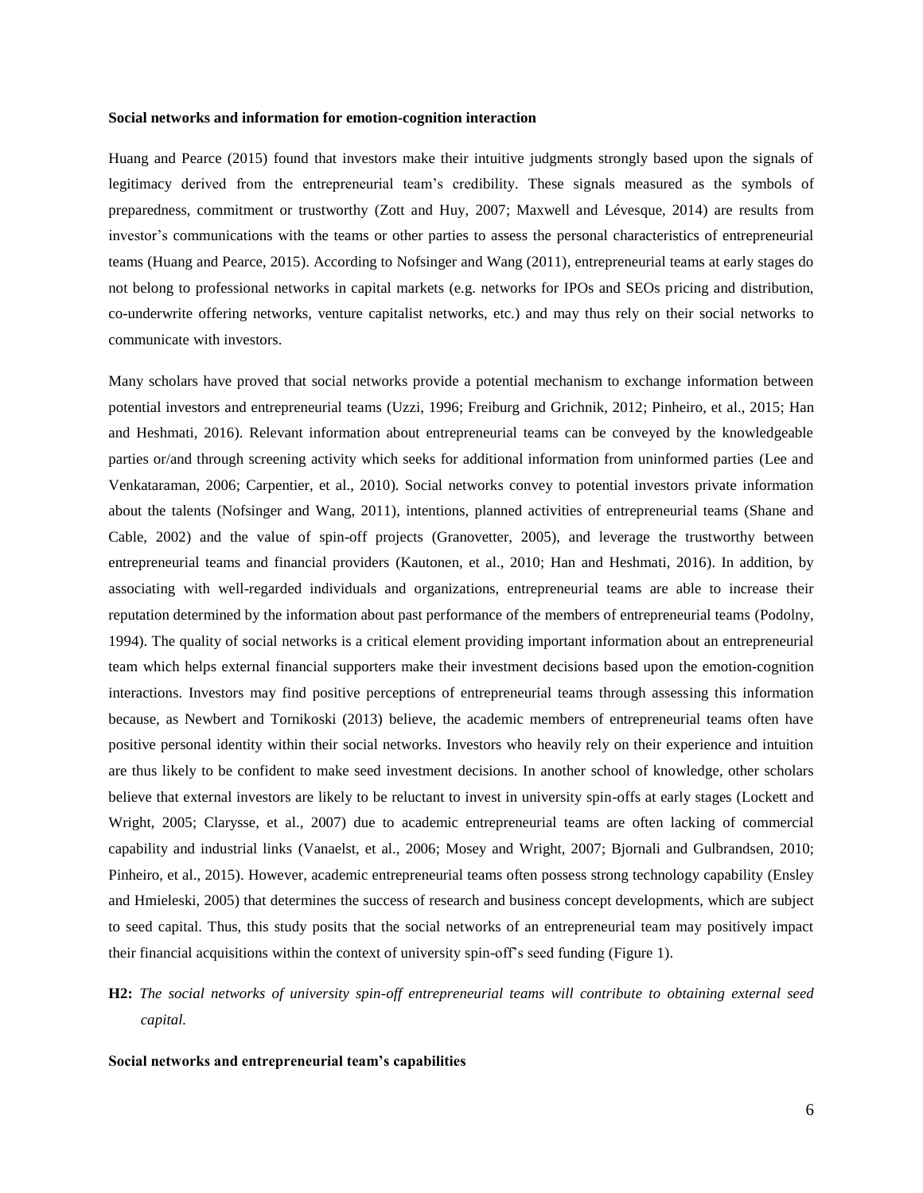### Social networks and information for emotion-cognition interaction

Huang and Pearce (2015) found that investors make their intuitive judgments strongly based upon the signals of legitimacy derived from the entrepreneurial team's credibility. These signals measured as the symbols of preparedness, commitment or trustworthy (Zott and Huy, 2007; Maxwell and Lévesque, 2014) are results from investor's communications with the teams or other parties to assess the personal characteristics of entrepreneurial teams (Huang and Pearce, 2015). According to Nofsinger and Wang (2011), entrepreneurial teams at early stages do not belong to professional networks in capital markets (e.g. networks for IPOs and SEOs pricing and distribution, co-underwrite offering networks, venture capitalist networks, etc.) and may thus rely on their social networks to communicate with investors.

Many scholars have proved that social networks provide a potential mechanism to exchange information between potential investors and entrepreneurial teams (Uzzi, 1996; Freiburg and Grichnik, 2012; Pinheiro, et al., 2015; Han and Heshmati, 2016). Relevant information about entrepreneurial teams can be conveyed by the knowledgeable parties or/and through screening activity which seeks for additional information from uninformed parties (Lee and Venkataraman, 2006; Carpentier, et al., 2010). Social networks convey to potential investors private information about the talents (Nofsinger and Wang, 2011), intentions, planned activities of entrepreneurial teams (Shane and Cable, 2002) and the value of spin-off projects (Granovetter, 2005), and leverage the trustworthy between entrepreneurial teams and financial providers (Kautonen, et al., 2010; Han and Heshmati, 2016). In addition, by associating with well-regarded individuals and organizations, entrepreneurial teams are able to increase their reputation determined by the information about past performance of the members of entrepreneurial teams (Podolny, 1994). The quality of social networks is a critical element providing important information about an entrepreneurial team which helps external financial supporters make their investment decisions based upon the emotion-cognition interactions. Investors may find positive perceptions of entrepreneurial teams through assessing this information because, as Newbert and Tornikoski (2013) believe, the academic members of entrepreneurial teams often have positive personal identity within their social networks. Investors who heavily rely on their experience and intuition are thus likely to be confident to make seed investment decisions. In another school of knowledge, other scholars believe that external investors are likely to be reluctant to invest in university spin-offs at early stages (Lockett and Wright, 2005; Clarysse, et al., 2007) due to academic entrepreneurial teams are often lacking of commercial capability and industrial links (Vanaelst, et al., 2006; Mosey and Wright, 2007; Bjornali and Gulbrandsen, 2010; Pinheiro, et al., 2015). However, academic entrepreneurial teams often possess strong technology capability (Ensley and Hmieleski, 2005) that determines the success of research and business concept developments, which are subject to seed capital. Thus, this study posits that the social networks of an entrepreneurial team may positively impact their financial acquisitions within the context of university spin-off's seed funding (Figure 1).

**H2:** *The social networks of university spin-off entrepreneurial teams will contribute to obtaining external seed capital.*

### Social networks and entrepreneurial team's capabilities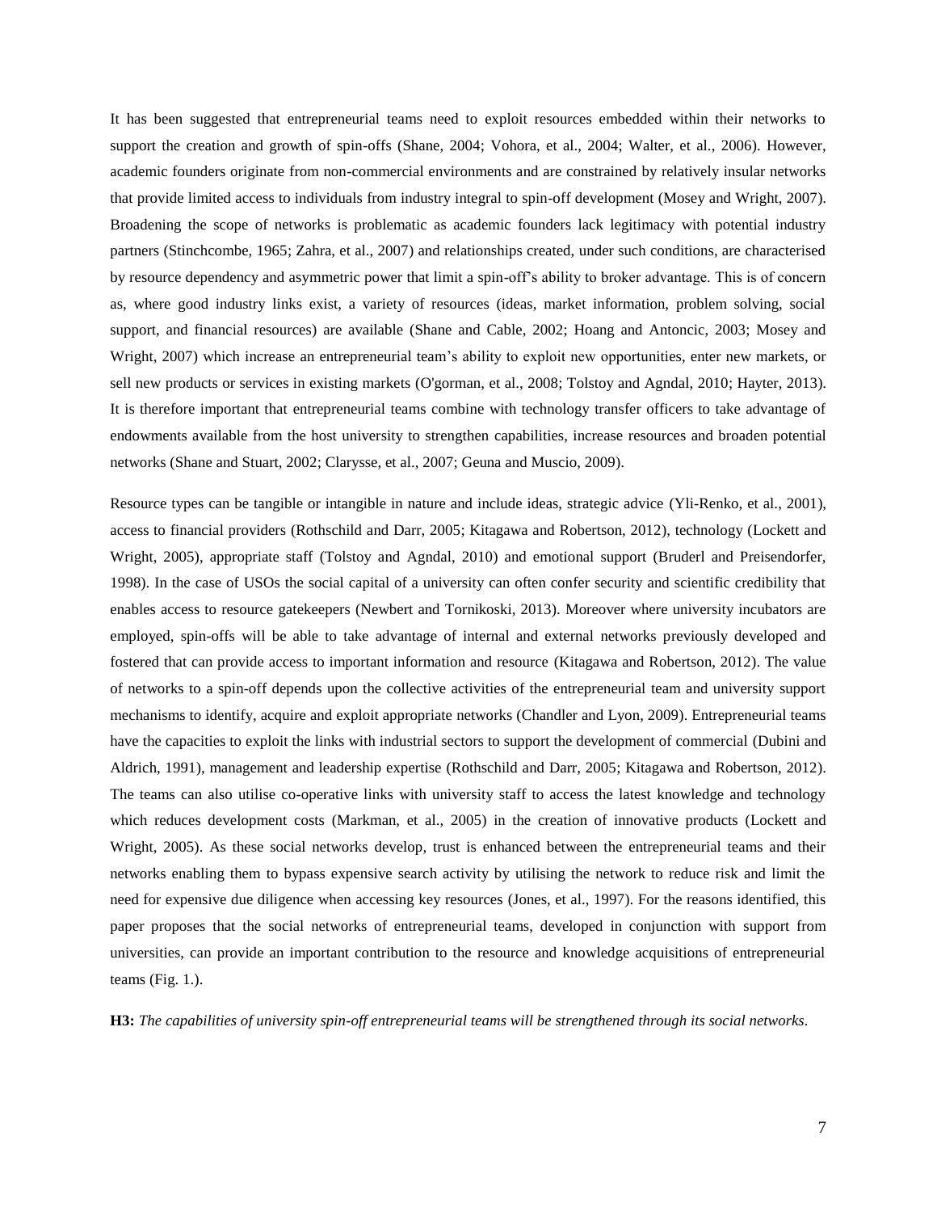It has been suggested that entrepreneurial teams need to exploit resources embedded within their networks to support the creation and growth of spin-offs (Shane, 2004; Vohora, et al., 2004; Walter, et al., 2006). However, academic founders originate from non-commercial environments and are constrained by relatively insular networks that provide limited access to individuals from industry integral to spin-off development (Mosey and Wright, 2007). Broadening the scope of networks is problematic as academic founders lack legitimacy with potential industry partners (Stinchcombe, 1965; Zahra, et al., 2007) and relationships created, under such conditions, are characterised by resource dependency and asymmetric power that limit a spin-off's ability to broker advantage. This is of concern as, where good industry links exist, a variety of resources (ideas, market information, problem solving, social support, and financial resources) are available (Shane and Cable, 2002; Hoang and Antoncic, 2003; Mosey and Wright, 2007) which increase an entrepreneurial team's ability to exploit new opportunities, enter new markets, or sell new products or services in existing markets (O'gorman, et al., 2008; Tolstoy and Agndal, 2010; Hayter, 2013). It is therefore important that entrepreneurial teams combine with technology transfer officers to take advantage of endowments available from the host university to strengthen capabilities, increase resources and broaden potential networks (Shane and Stuart, 2002; Clarysse, et al., 2007; Geuna and Muscio, 2009).

Resource types can be tangible or intangible in nature and include ideas, strategic advice (Yli-Renko, et al., 2001), access to financial providers (Rothschild and Darr, 2005; Kitagawa and Robertson, 2012), technology (Lockett and Wright, 2005), appropriate staff (Tolstoy and Agndal, 2010) and emotional support (Bruderl and Preisendorfer, 1998). In the case of USOs the social capital of a university can often confer security and scientific credibility that enables access to resource gatekeepers (Newbert and Tornikoski, 2013). Moreover where university incubators are employed, spin-offs will be able to take advantage of internal and external networks previously developed and fostered that can provide access to important information and resource (Kitagawa and Robertson, 2012). The value of networks to a spin-off depends upon the collective activities of the entrepreneurial team and university support mechanisms to identify, acquire and exploit appropriate networks (Chandler and Lyon, 2009). Entrepreneurial teams have the capacities to exploit the links with industrial sectors to support the development of commercial (Dubini and Aldrich, 1991), management and leadership expertise (Rothschild and Darr, 2005; Kitagawa and Robertson, 2012). The teams can also utilise co-operative links with university staff to access the latest knowledge and technology which reduces development costs (Markman, et al., 2005) in the creation of innovative products (Lockett and Wright, 2005). As these social networks develop, trust is enhanced between the entrepreneurial teams and their networks enabling them to bypass expensive search activity by utilising the network to reduce risk and limit the need for expensive due diligence when accessing key resources (Jones, et al., 1997). For the reasons identified, this paper proposes that the social networks of entrepreneurial teams, developed in conjunction with support from universities, can provide an important contribution to the resource and knowledge acquisitions of entrepreneurial teams (Fig. 1.).

**H3:** *The capabilities of university spin-off entrepreneurial teams will be strengthened through its social networks.*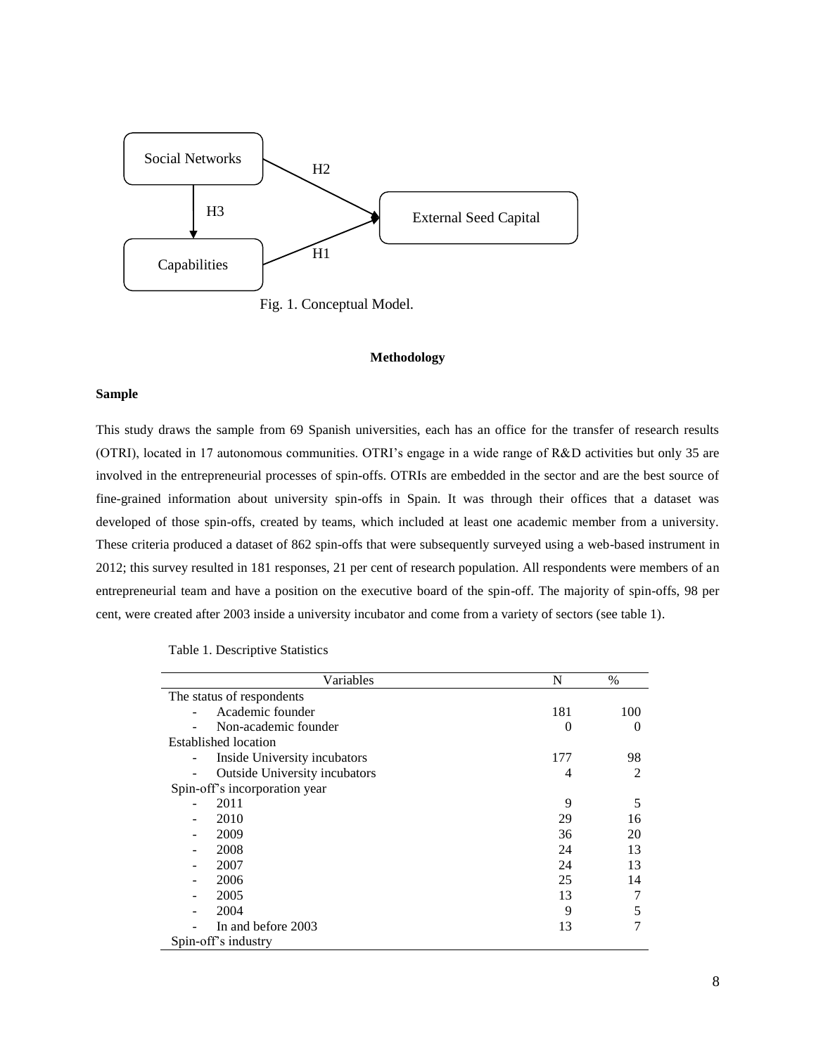Fig. 1. Conceptual Model.

## Methodology

### Sample

This study draws the sample from 69 Spanish universities, each has an office for the transfer of research results (OTRI), located in 17 autonomous communities. OTRI's engage in a wide range of R&D activities but only 35 are involved in the entrepreneurial processes of spin-offs. OTRIs are embedded in the sector and are the best source of fine-grained information about university spin-offs in Spain. It was through their offices that a dataset was developed of those spin-offs, created by teams, which included at least one academic member from a university. These criteria produced a dataset of 862 spin-offs that were subsequently surveyed using a web-based instrument in 2012; this survey resulted in 181 responses, 21 per cent of research population. All respondents were members of an entrepreneurial team and have a position on the executive board of the spin-off. The majority of spin-offs, 98 per cent, were created after 2003 inside a university incubator and come from a variety of sectors (see table 1).

Table 1. Descriptive Statistics

| Variables | N | % |
|---|---|---|
| The status of respondents | | |
| - Academic founder | 181 | 100 |
| - Non-academic founder | 0 | 0 |
| Established location | | |
| - Inside University incubators | 177 | 98 |
| - Outside University incubators | 4 | 2 |
| Spin-off's incorporation year | | |
| - 2011 | 9 | 5 |
| - 2010 | 29 | 16 |
| - 2009 | 36 | 20 |
| - 2008 | 24 | 13 |
| - 2007 | 24 | 13 |
| - 2006 | 25 | 14 |
| - 2005 | 13 | 7 |
| - 2004 | 9 | 5 |
| - In and before 2003 | 13 | 7 |
| Spin-off's industry | | |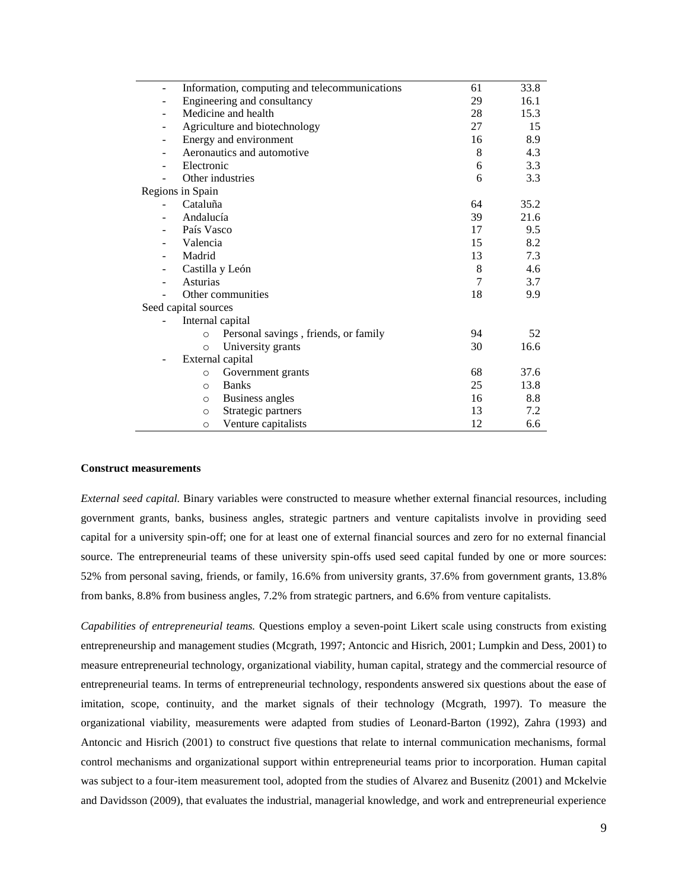| | | |
|---|---|---|
| - Information, computing and telecommunications | 61 | 33.8 |
| - Engineering and consultancy | 29 | 16.1 |
| - Medicine and health | 28 | 15.3 |
| - Agriculture and biotechnology | 27 | 15 |
| - Energy and environment | 16 | 8.9 |
| - Aeronautics and automotive | 8 | 4.3 |
| - Electronic | 6 | 3.3 |
| - Other industries | 6 | 3.3 |
| Regions in Spain | | |
| - Cataluña | 64 | 35.2 |
| - Andalucía | 39 | 21.6 |
| - País Vasco | 17 | 9.5 |
| - Valencia | 15 | 8.2 |
| - Madrid | 13 | 7.3 |
| - Castilla y León | 8 | 4.6 |
| - Asturias | 7 | 3.7 |
| - Other communities | 18 | 9.9 |
| Seed capital sources | | |
| - Internal capital | | |
| ○ Personal savings , friends, or family | 94 | 52 |
| ○ University grants | 30 | 16.6 |
| - External capital | | |
| ○ Government grants | 68 | 37.6 |
| ○ Banks | 25 | 13.8 |
| ○ Business angles | 16 | 8.8 |
| ○ Strategic partners | 13 | 7.2 |
| ○ Venture capitalists | 12 | 6.6 |

**Construct measurements**

*External seed capital.* Binary variables were constructed to measure whether external financial resources, including government grants, banks, business angles, strategic partners and venture capitalists involve in providing seed capital for a university spin-off; one for at least one of external financial sources and zero for no external financial source. The entrepreneurial teams of these university spin-offs used seed capital funded by one or more sources: 52% from personal saving, friends, or family, 16.6% from university grants, 37.6% from government grants, 13.8% from banks, 8.8% from business angles, 7.2% from strategic partners, and 6.6% from venture capitalists.

*Capabilities of entrepreneurial teams.* Questions employ a seven-point Likert scale using constructs from existing entrepreneurship and management studies (Mcgrath, 1997; Antoncic and Hisrich, 2001; Lumpkin and Dess, 2001) to measure entrepreneurial technology, organizational viability, human capital, strategy and the commercial resource of entrepreneurial teams. In terms of entrepreneurial technology, respondents answered six questions about the ease of imitation, scope, continuity, and the market signals of their technology (Mcgrath, 1997). To measure the organizational viability, measurements were adapted from studies of Leonard-Barton (1992), Zahra (1993) and Antoncic and Hisrich (2001) to construct five questions that relate to internal communication mechanisms, formal control mechanisms and organizational support within entrepreneurial teams prior to incorporation. Human capital was subject to a four-item measurement tool, adopted from the studies of Alvarez and Busenitz (2001) and Mckelvie and Davidsson (2009), that evaluates the industrial, managerial knowledge, and work and entrepreneurial experience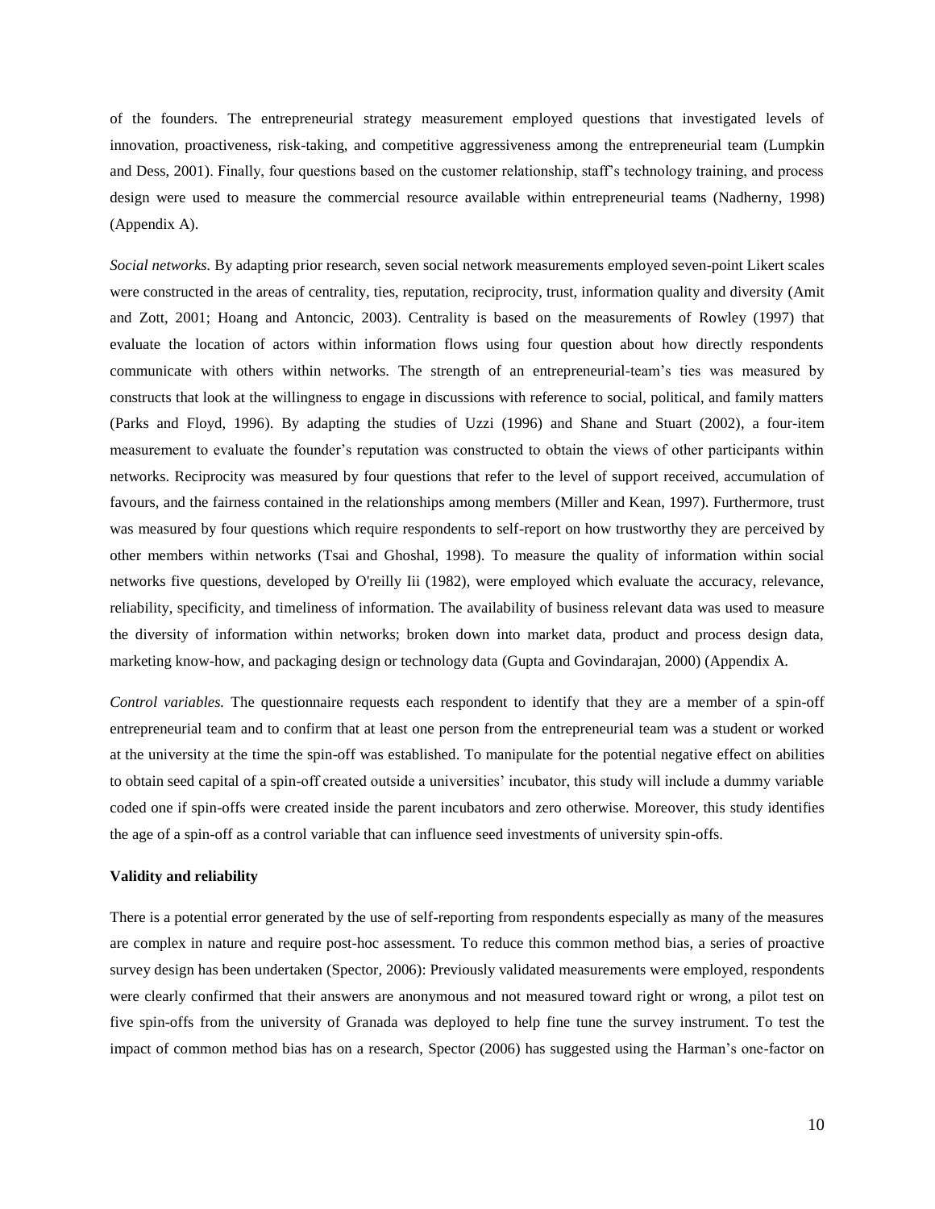of the founders. The entrepreneurial strategy measurement employed questions that investigated levels of innovation, proactiveness, risk-taking, and competitive aggressiveness among the entrepreneurial team (Lumpkin and Dess, 2001). Finally, four questions based on the customer relationship, staff's technology training, and process design were used to measure the commercial resource available within entrepreneurial teams (Nadherny, 1998) (Appendix A).

*Social networks.* By adapting prior research, seven social network measurements employed seven-point Likert scales were constructed in the areas of centrality, ties, reputation, reciprocity, trust, information quality and diversity (Amit and Zott, 2001; Hoang and Antoncic, 2003). Centrality is based on the measurements of Rowley (1997) that evaluate the location of actors within information flows using four question about how directly respondents communicate with others within networks. The strength of an entrepreneurial-team's ties was measured by constructs that look at the willingness to engage in discussions with reference to social, political, and family matters (Parks and Floyd, 1996). By adapting the studies of Uzzi (1996) and Shane and Stuart (2002), a four-item measurement to evaluate the founder's reputation was constructed to obtain the views of other participants within networks. Reciprocity was measured by four questions that refer to the level of support received, accumulation of favours, and the fairness contained in the relationships among members (Miller and Kean, 1997). Furthermore, trust was measured by four questions which require respondents to self-report on how trustworthy they are perceived by other members within networks (Tsai and Ghoshal, 1998). To measure the quality of information within social networks five questions, developed by O'reilly Iii (1982), were employed which evaluate the accuracy, relevance, reliability, specificity, and timeliness of information. The availability of business relevant data was used to measure the diversity of information within networks; broken down into market data, product and process design data, marketing know-how, and packaging design or technology data (Gupta and Govindarajan, 2000) (Appendix A.

*Control variables.* The questionnaire requests each respondent to identify that they are a member of a spin-off entrepreneurial team and to confirm that at least one person from the entrepreneurial team was a student or worked at the university at the time the spin-off was established. To manipulate for the potential negative effect on abilities to obtain seed capital of a spin-off created outside a universities' incubator, this study will include a dummy variable coded one if spin-offs were created inside the parent incubators and zero otherwise. Moreover, this study identifies the age of a spin-off as a control variable that can influence seed investments of university spin-offs.

**Validity and reliability**

There is a potential error generated by the use of self-reporting from respondents especially as many of the measures are complex in nature and require post-hoc assessment. To reduce this common method bias, a series of proactive survey design has been undertaken (Spector, 2006): Previously validated measurements were employed, respondents were clearly confirmed that their answers are anonymous and not measured toward right or wrong, a pilot test on five spin-offs from the university of Granada was deployed to help fine tune the survey instrument. To test the impact of common method bias has on a research, Spector (2006) has suggested using the Harman's one-factor on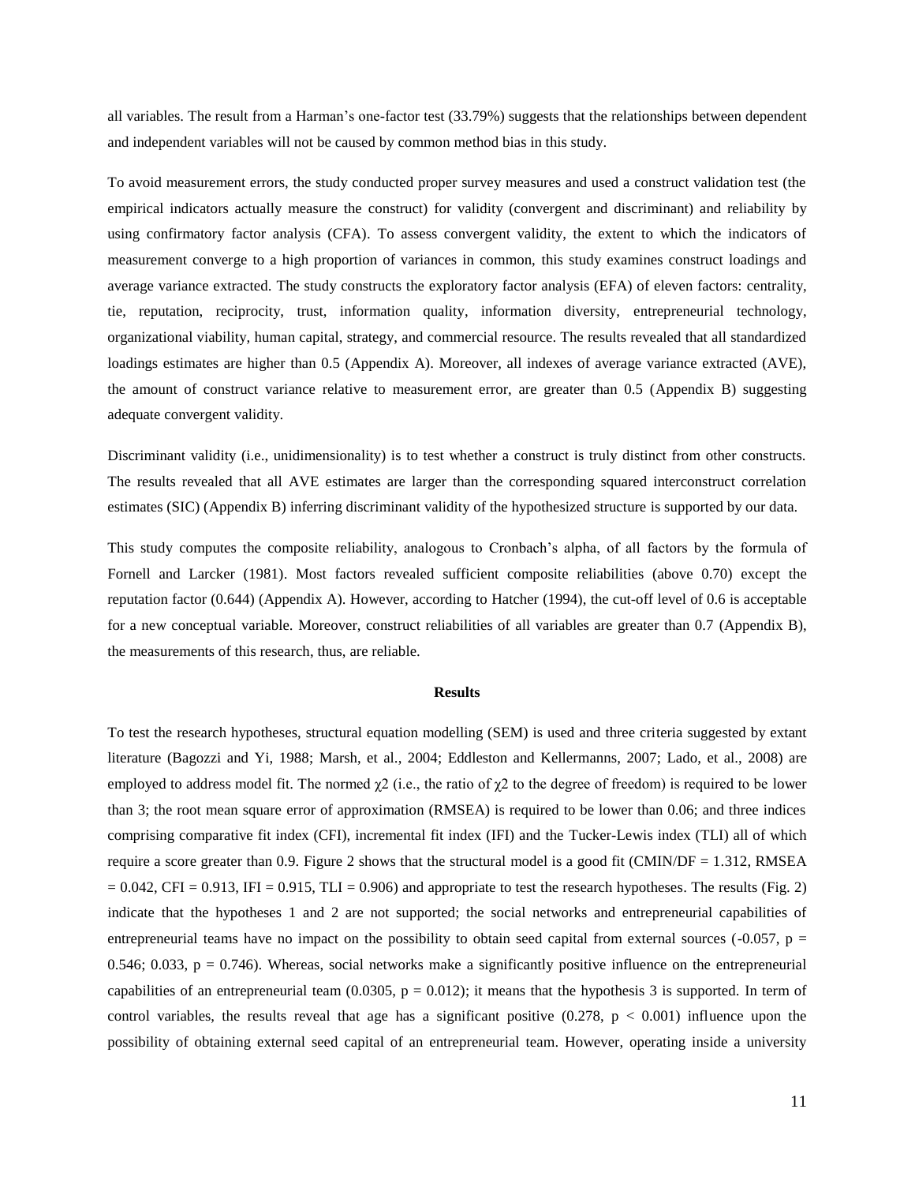all variables. The result from a Harman's one-factor test (33.79%) suggests that the relationships between dependent and independent variables will not be caused by common method bias in this study.

To avoid measurement errors, the study conducted proper survey measures and used a construct validation test (the empirical indicators actually measure the construct) for validity (convergent and discriminant) and reliability by using confirmatory factor analysis (CFA). To assess convergent validity, the extent to which the indicators of measurement converge to a high proportion of variances in common, this study examines construct loadings and average variance extracted. The study constructs the exploratory factor analysis (EFA) of eleven factors: centrality, tie, reputation, reciprocity, trust, information quality, information diversity, entrepreneurial technology, organizational viability, human capital, strategy, and commercial resource. The results revealed that all standardized loadings estimates are higher than 0.5 (Appendix A). Moreover, all indexes of average variance extracted (AVE), the amount of construct variance relative to measurement error, are greater than 0.5 (Appendix B) suggesting adequate convergent validity.

Discriminant validity (i.e., unidimensionality) is to test whether a construct is truly distinct from other constructs. The results revealed that all AVE estimates are larger than the corresponding squared interconstruct correlation estimates (SIC) (Appendix B) inferring discriminant validity of the hypothesized structure is supported by our data.

This study computes the composite reliability, analogous to Cronbach's alpha, of all factors by the formula of Fornell and Larcker (1981). Most factors revealed sufficient composite reliabilities (above 0.70) except the reputation factor (0.644) (Appendix A). However, according to Hatcher (1994), the cut-off level of 0.6 is acceptable for a new conceptual variable. Moreover, construct reliabilities of all variables are greater than 0.7 (Appendix B), the measurements of this research, thus, are reliable.

## Results

To test the research hypotheses, structural equation modelling (SEM) is used and three criteria suggested by extant literature (Bagozzi and Yi, 1988; Marsh, et al., 2004; Eddleston and Kellermanns, 2007; Lado, et al., 2008) are employed to address model fit. The normed $\chi^2$ (i.e., the ratio of $\chi^2$ to the degree of freedom) is required to be lower than 3; the root mean square error of approximation (RMSEA) is required to be lower than 0.06; and three indices comprising comparative fit index (CFI), incremental fit index (IFI) and the Tucker-Lewis index (TLI) all of which require a score greater than 0.9. Figure 2 shows that the structural model is a good fit (CMIN/DF = 1.312, RMSEA = 0.042, CFI = 0.913, IFI = 0.915, TLI = 0.906) and appropriate to test the research hypotheses. The results (Fig. 2) indicate that the hypotheses 1 and 2 are not supported; the social networks and entrepreneurial capabilities of entrepreneurial teams have no impact on the possibility to obtain seed capital from external sources (-0.057, $p$ = 0.546; 0.033, $p$ = 0.746). Whereas, social networks make a significantly positive influence on the entrepreneurial capabilities of an entrepreneurial team (0.0305, $p$ = 0.012); it means that the hypothesis 3 is supported. In term of control variables, the results reveal that age has a significant positive (0.278, $p < 0.001$) influence upon the possibility of obtaining external seed capital of an entrepreneurial team. However, operating inside a university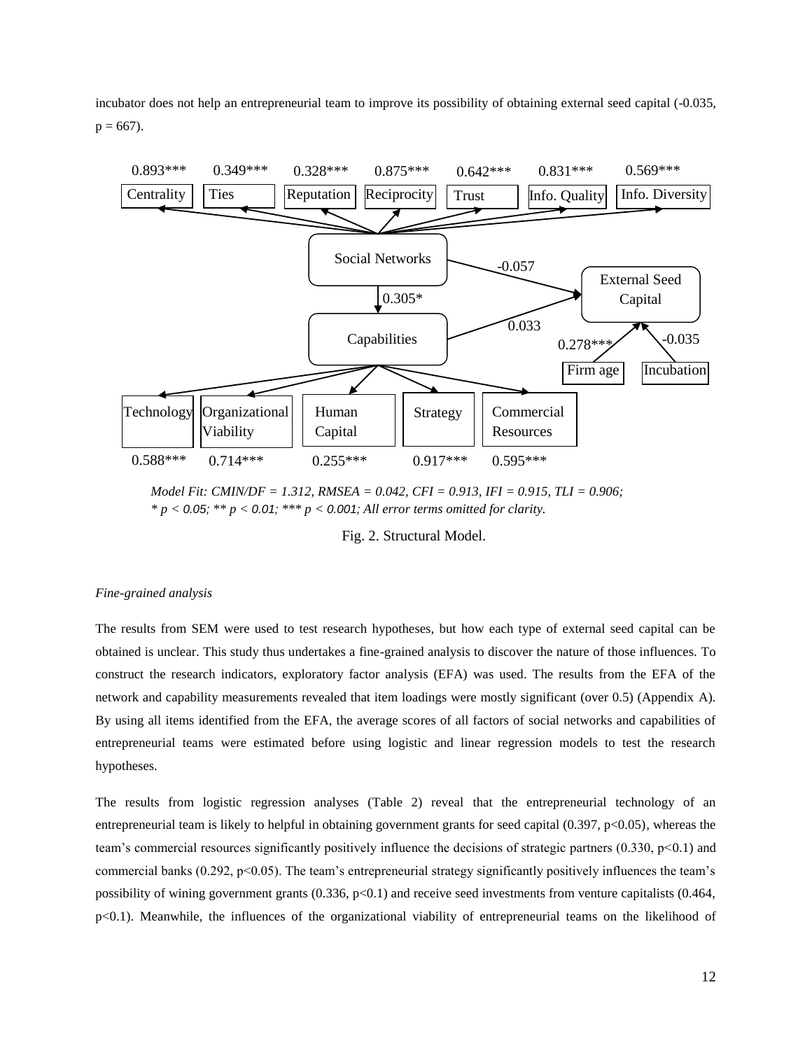incubator does not help an entrepreneurial team to improve its possibility of obtaining external seed capital (-0.035, p = 667).

0.893*** Centrality | 0.349*** Ties | 0.328*** Reputation | 0.875*** Reciprocity | 0.642*** Trust | 0.831*** Info. Quality | 0.569*** Info. Diversity

Social Networks → External Seed Capital: -0.057
Social Networks → Capabilities: 0.305*
Capabilities → External Seed Capital: 0.033
Firm age → External Seed Capital: 0.278***
Incubation → External Seed Capital: -0.035

Technology 0.588*** | Organizational Viability 0.714*** | Human Capital 0.255*** | Strategy 0.917*** | Commercial Resources 0.595***

*Model Fit: CMIN/DF = 1.312, RMSEA = 0.042, CFI = 0.913, IFI = 0.915, TLI = 0.906;*
*\* p < 0.05; \*\* p < 0.01; \*\*\* p < 0.001; All error terms omitted for clarity.*

Fig. 2. Structural Model.

*Fine-grained analysis*

The results from SEM were used to test research hypotheses, but how each type of external seed capital can be obtained is unclear. This study thus undertakes a fine-grained analysis to discover the nature of those influences. To construct the research indicators, exploratory factor analysis (EFA) was used. The results from the EFA of the network and capability measurements revealed that item loadings were mostly significant (over 0.5) (Appendix A). By using all items identified from the EFA, the average scores of all factors of social networks and capabilities of entrepreneurial teams were estimated before using logistic and linear regression models to test the research hypotheses.

The results from logistic regression analyses (Table 2) reveal that the entrepreneurial technology of an entrepreneurial team is likely to helpful in obtaining government grants for seed capital (0.397, $p<0.05$), whereas the team's commercial resources significantly positively influence the decisions of strategic partners (0.330, $p<0.1$) and commercial banks (0.292, $p<0.05$). The team's entrepreneurial strategy significantly positively influences the team's possibility of wining government grants (0.336, $p<0.1$) and receive seed investments from venture capitalists (0.464, $p<0.1$). Meanwhile, the influences of the organizational viability of entrepreneurial teams on the likelihood of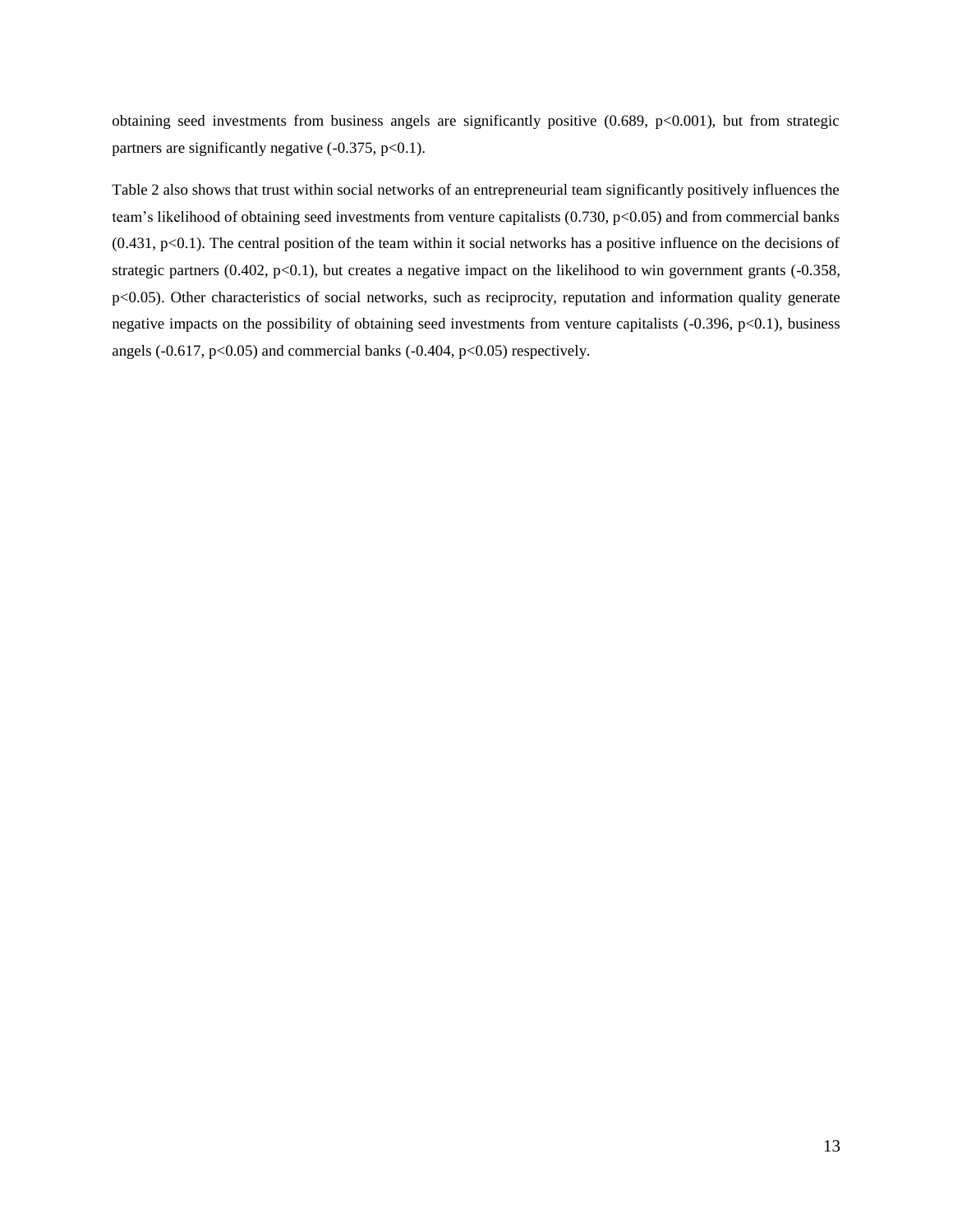obtaining seed investments from business angels are significantly positive (0.689, $p<0.001$), but from strategic partners are significantly negative (-0.375, $p<0.1$).

Table 2 also shows that trust within social networks of an entrepreneurial team significantly positively influences the team's likelihood of obtaining seed investments from venture capitalists (0.730, $p<0.05$) and from commercial banks (0.431, $p<0.1$). The central position of the team within it social networks has a positive influence on the decisions of strategic partners (0.402, $p<0.1$), but creates a negative impact on the likelihood to win government grants (-0.358, $p<0.05$). Other characteristics of social networks, such as reciprocity, reputation and information quality generate negative impacts on the possibility of obtaining seed investments from venture capitalists (-0.396, $p<0.1$), business angels (-0.617, $p<0.05$) and commercial banks (-0.404, $p<0.05$) respectively.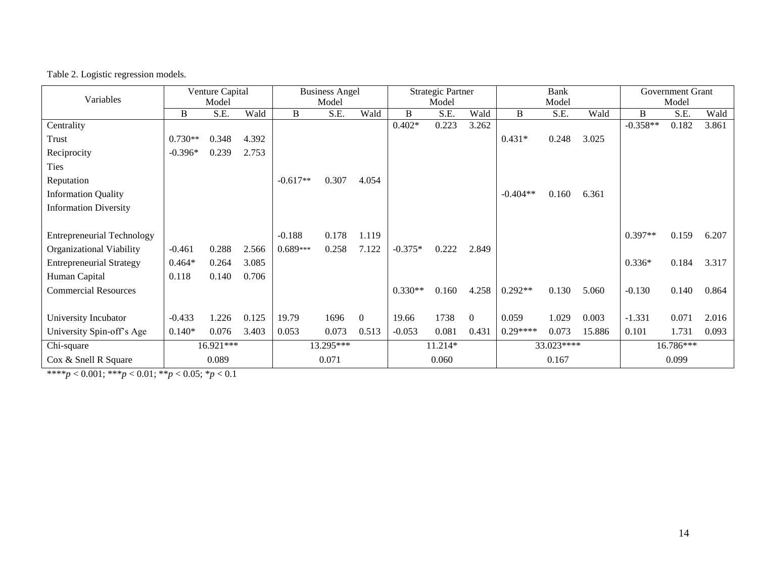Table 2. Logistic regression models.

| Variables | Venture Capital Model | | | Business Angel Model | | | Strategic Partner Model | | | Bank Model | | | Government Grant Model | | |
|---|---|---|---|---|---|---|---|---|---|---|---|---|---|---|---|
| | B | S.E. | Wald | B | S.E. | Wald | B | S.E. | Wald | B | S.E. | Wald | B | S.E. | Wald |
| Centrality | | | | | | | 0.402* | 0.223 | 3.262 | | | | -0.358** | 0.182 | 3.861 |
| Trust | 0.730** | 0.348 | 4.392 | | | | | | | 0.431* | 0.248 | 3.025 | | | |
| Reciprocity | -0.396* | 0.239 | 2.753 | | | | | | | | | | | | |
| Ties | | | | | | | | | | | | | | | |
| Reputation | | | | -0.617** | 0.307 | 4.054 | | | | | | | | | |
| Information Quality | | | | | | | | | | -0.404** | 0.160 | 6.361 | | | |
| Information Diversity | | | | | | | | | | | | | | | |
| Entrepreneurial Technology | | | | -0.188 | 0.178 | 1.119 | | | | | | | 0.397** | 0.159 | 6.207 |
| Organizational Viability | -0.461 | 0.288 | 2.566 | 0.689*** | 0.258 | 7.122 | -0.375* | 0.222 | 2.849 | | | | | | |
| Entrepreneurial Strategy | 0.464* | 0.264 | 3.085 | | | | | | | | | | 0.336* | 0.184 | 3.317 |
| Human Capital | 0.118 | 0.140 | 0.706 | | | | | | | | | | | | |
| Commercial Resources | | | | | | | 0.330** | 0.160 | 4.258 | 0.292** | 0.130 | 5.060 | -0.130 | 0.140 | 0.864 |
| University Incubator | -0.433 | 1.226 | 0.125 | 19.79 | 1696 | 0 | 19.66 | 1738 | 0 | 0.059 | 1.029 | 0.003 | -1.331 | 0.071 | 2.016 |
| University Spin-off's Age | 0.140* | 0.076 | 3.403 | 0.053 | 0.073 | 0.513 | -0.053 | 0.081 | 0.431 | 0.29**** | 0.073 | 15.886 | 0.101 | 1.731 | 0.093 |
| Chi-square | 16.921*** | | | 13.295*** | | | 11.214* | | | 33.023**** | | | 16.786*** | | |
| Cox & Snell R Square | 0.089 | | | 0.071 | | | 0.060 | | | 0.167 | | | 0.099 | | |

****$p < 0.001$; ***$p < 0.01$; **$p < 0.05$; *$p < 0.1$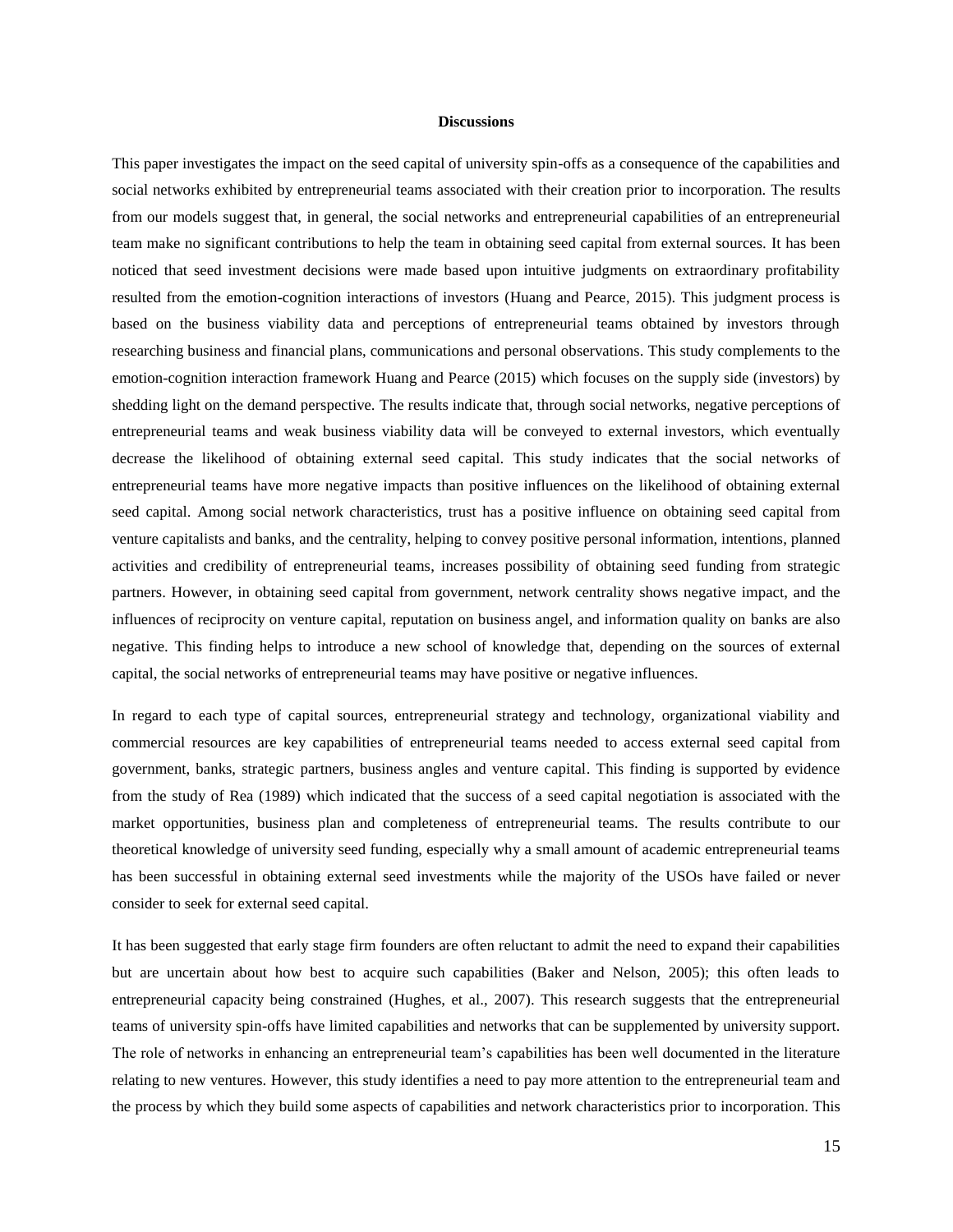## Discussions

This paper investigates the impact on the seed capital of university spin-offs as a consequence of the capabilities and social networks exhibited by entrepreneurial teams associated with their creation prior to incorporation. The results from our models suggest that, in general, the social networks and entrepreneurial capabilities of an entrepreneurial team make no significant contributions to help the team in obtaining seed capital from external sources. It has been noticed that seed investment decisions were made based upon intuitive judgments on extraordinary profitability resulted from the emotion-cognition interactions of investors (Huang and Pearce, 2015). This judgment process is based on the business viability data and perceptions of entrepreneurial teams obtained by investors through researching business and financial plans, communications and personal observations. This study complements to the emotion-cognition interaction framework Huang and Pearce (2015) which focuses on the supply side (investors) by shedding light on the demand perspective. The results indicate that, through social networks, negative perceptions of entrepreneurial teams and weak business viability data will be conveyed to external investors, which eventually decrease the likelihood of obtaining external seed capital. This study indicates that the social networks of entrepreneurial teams have more negative impacts than positive influences on the likelihood of obtaining external seed capital. Among social network characteristics, trust has a positive influence on obtaining seed capital from venture capitalists and banks, and the centrality, helping to convey positive personal information, intentions, planned activities and credibility of entrepreneurial teams, increases possibility of obtaining seed funding from strategic partners. However, in obtaining seed capital from government, network centrality shows negative impact, and the influences of reciprocity on venture capital, reputation on business angel, and information quality on banks are also negative. This finding helps to introduce a new school of knowledge that, depending on the sources of external capital, the social networks of entrepreneurial teams may have positive or negative influences.

In regard to each type of capital sources, entrepreneurial strategy and technology, organizational viability and commercial resources are key capabilities of entrepreneurial teams needed to access external seed capital from government, banks, strategic partners, business angles and venture capital. This finding is supported by evidence from the study of Rea (1989) which indicated that the success of a seed capital negotiation is associated with the market opportunities, business plan and completeness of entrepreneurial teams. The results contribute to our theoretical knowledge of university seed funding, especially why a small amount of academic entrepreneurial teams has been successful in obtaining external seed investments while the majority of the USOs have failed or never consider to seek for external seed capital.

It has been suggested that early stage firm founders are often reluctant to admit the need to expand their capabilities but are uncertain about how best to acquire such capabilities (Baker and Nelson, 2005); this often leads to entrepreneurial capacity being constrained (Hughes, et al., 2007). This research suggests that the entrepreneurial teams of university spin-offs have limited capabilities and networks that can be supplemented by university support. The role of networks in enhancing an entrepreneurial team's capabilities has been well documented in the literature relating to new ventures. However, this study identifies a need to pay more attention to the entrepreneurial team and the process by which they build some aspects of capabilities and network characteristics prior to incorporation. This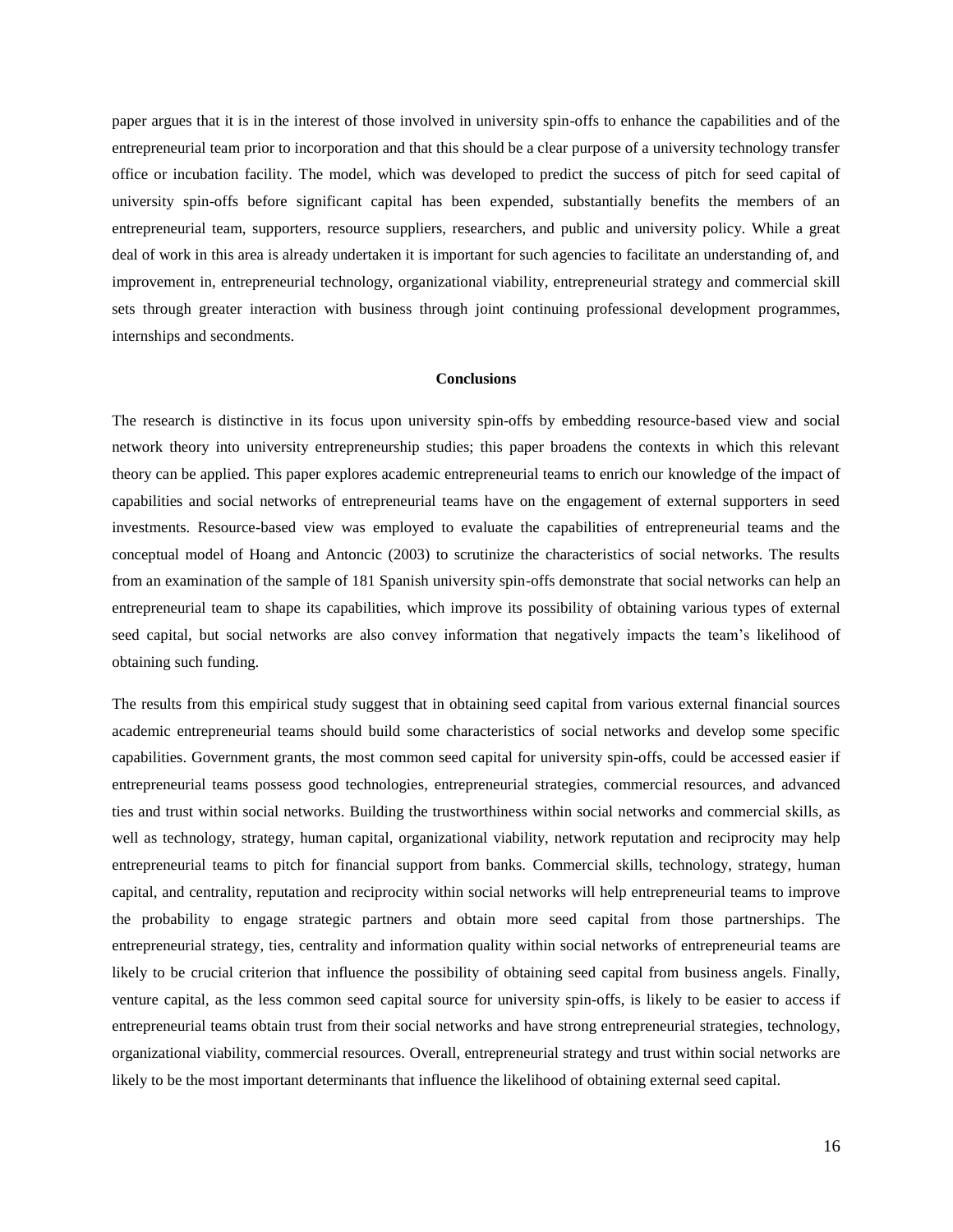paper argues that it is in the interest of those involved in university spin-offs to enhance the capabilities and of the entrepreneurial team prior to incorporation and that this should be a clear purpose of a university technology transfer office or incubation facility. The model, which was developed to predict the success of pitch for seed capital of university spin-offs before significant capital has been expended, substantially benefits the members of an entrepreneurial team, supporters, resource suppliers, researchers, and public and university policy. While a great deal of work in this area is already undertaken it is important for such agencies to facilitate an understanding of, and improvement in, entrepreneurial technology, organizational viability, entrepreneurial strategy and commercial skill sets through greater interaction with business through joint continuing professional development programmes, internships and secondments.

## Conclusions

The research is distinctive in its focus upon university spin-offs by embedding resource-based view and social network theory into university entrepreneurship studies; this paper broadens the contexts in which this relevant theory can be applied. This paper explores academic entrepreneurial teams to enrich our knowledge of the impact of capabilities and social networks of entrepreneurial teams have on the engagement of external supporters in seed investments. Resource-based view was employed to evaluate the capabilities of entrepreneurial teams and the conceptual model of Hoang and Antoncic (2003) to scrutinize the characteristics of social networks. The results from an examination of the sample of 181 Spanish university spin-offs demonstrate that social networks can help an entrepreneurial team to shape its capabilities, which improve its possibility of obtaining various types of external seed capital, but social networks are also convey information that negatively impacts the team's likelihood of obtaining such funding.

The results from this empirical study suggest that in obtaining seed capital from various external financial sources academic entrepreneurial teams should build some characteristics of social networks and develop some specific capabilities. Government grants, the most common seed capital for university spin-offs, could be accessed easier if entrepreneurial teams possess good technologies, entrepreneurial strategies, commercial resources, and advanced ties and trust within social networks. Building the trustworthiness within social networks and commercial skills, as well as technology, strategy, human capital, organizational viability, network reputation and reciprocity may help entrepreneurial teams to pitch for financial support from banks. Commercial skills, technology, strategy, human capital, and centrality, reputation and reciprocity within social networks will help entrepreneurial teams to improve the probability to engage strategic partners and obtain more seed capital from those partnerships. The entrepreneurial strategy, ties, centrality and information quality within social networks of entrepreneurial teams are likely to be crucial criterion that influence the possibility of obtaining seed capital from business angels. Finally, venture capital, as the less common seed capital source for university spin-offs, is likely to be easier to access if entrepreneurial teams obtain trust from their social networks and have strong entrepreneurial strategies, technology, organizational viability, commercial resources. Overall, entrepreneurial strategy and trust within social networks are likely to be the most important determinants that influence the likelihood of obtaining external seed capital.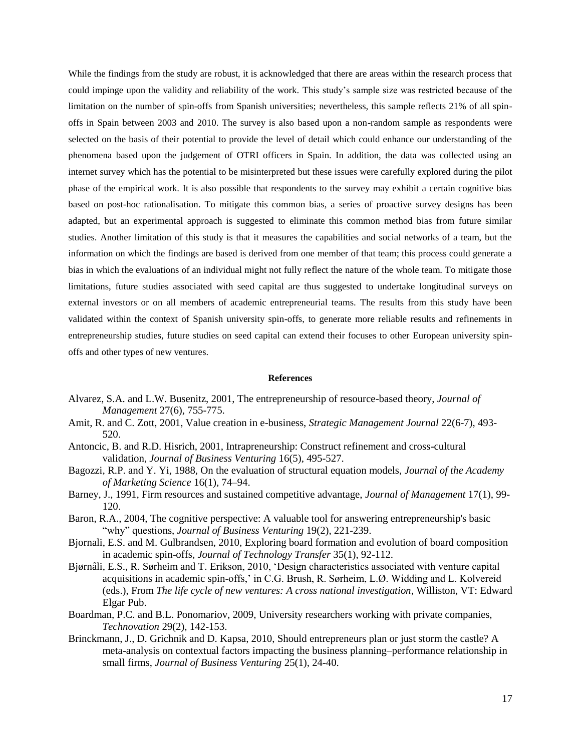While the findings from the study are robust, it is acknowledged that there are areas within the research process that could impinge upon the validity and reliability of the work. This study's sample size was restricted because of the limitation on the number of spin-offs from Spanish universities; nevertheless, this sample reflects 21% of all spin-offs in Spain between 2003 and 2010. The survey is also based upon a non-random sample as respondents were selected on the basis of their potential to provide the level of detail which could enhance our understanding of the phenomena based upon the judgement of OTRI officers in Spain. In addition, the data was collected using an internet survey which has the potential to be misinterpreted but these issues were carefully explored during the pilot phase of the empirical work. It is also possible that respondents to the survey may exhibit a certain cognitive bias based on post-hoc rationalisation. To mitigate this common bias, a series of proactive survey designs has been adapted, but an experimental approach is suggested to eliminate this common method bias from future similar studies. Another limitation of this study is that it measures the capabilities and social networks of a team, but the information on which the findings are based is derived from one member of that team; this process could generate a bias in which the evaluations of an individual might not fully reflect the nature of the whole team. To mitigate those limitations, future studies associated with seed capital are thus suggested to undertake longitudinal surveys on external investors or on all members of academic entrepreneurial teams. The results from this study have been validated within the context of Spanish university spin-offs, to generate more reliable results and refinements in entrepreneurship studies, future studies on seed capital can extend their focuses to other European university spin-offs and other types of new ventures.

## References

Alvarez, S.A. and L.W. Busenitz, 2001, The entrepreneurship of resource-based theory, *Journal of Management* 27(6), 755-775.

Amit, R. and C. Zott, 2001, Value creation in e-business, *Strategic Management Journal* 22(6-7), 493-520.

Antoncic, B. and R.D. Hisrich, 2001, Intrapreneurship: Construct refinement and cross-cultural validation, *Journal of Business Venturing* 16(5), 495-527.

Bagozzi, R.P. and Y. Yi, 1988, On the evaluation of structural equation models, *Journal of the Academy of Marketing Science* 16(1), 74–94.

Barney, J., 1991, Firm resources and sustained competitive advantage, *Journal of Management* 17(1), 99-120.

Baron, R.A., 2004, The cognitive perspective: A valuable tool for answering entrepreneurship's basic "why" questions, *Journal of Business Venturing* 19(2), 221-239.

Bjornali, E.S. and M. Gulbrandsen, 2010, Exploring board formation and evolution of board composition in academic spin-offs, *Journal of Technology Transfer* 35(1), 92-112.

Bjørnåli, E.S., R. Sørheim and T. Erikson, 2010, 'Design characteristics associated with venture capital acquisitions in academic spin-offs,' in C.G. Brush, R. Sørheim, L.Ø. Widding and L. Kolvereid (eds.), From *The life cycle of new ventures: A cross national investigation*, Williston, VT: Edward Elgar Pub.

Boardman, P.C. and B.L. Ponomariov, 2009, University researchers working with private companies, *Technovation* 29(2), 142-153.

Brinckmann, J., D. Grichnik and D. Kapsa, 2010, Should entrepreneurs plan or just storm the castle? A meta-analysis on contextual factors impacting the business planning–performance relationship in small firms, *Journal of Business Venturing* 25(1), 24-40.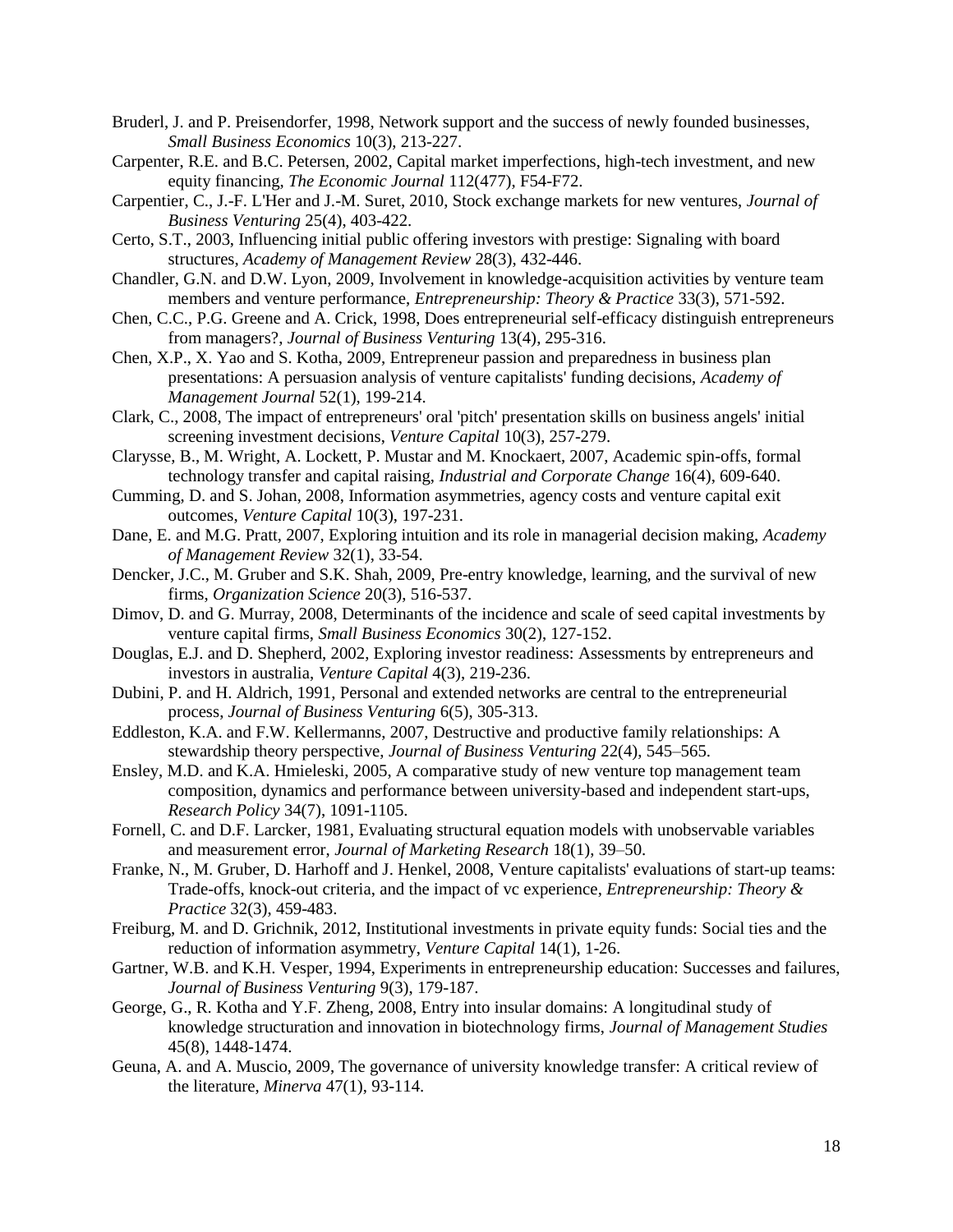Bruderl, J. and P. Preisendorfer, 1998, Network support and the success of newly founded businesses, *Small Business Economics* 10(3), 213-227.

Carpenter, R.E. and B.C. Petersen, 2002, Capital market imperfections, high-tech investment, and new equity financing, *The Economic Journal* 112(477), F54-F72.

Carpentier, C., J.-F. L'Her and J.-M. Suret, 2010, Stock exchange markets for new ventures, *Journal of Business Venturing* 25(4), 403-422.

Certo, S.T., 2003, Influencing initial public offering investors with prestige: Signaling with board structures, *Academy of Management Review* 28(3), 432-446.

Chandler, G.N. and D.W. Lyon, 2009, Involvement in knowledge-acquisition activities by venture team members and venture performance, *Entrepreneurship: Theory & Practice* 33(3), 571-592.

Chen, C.C., P.G. Greene and A. Crick, 1998, Does entrepreneurial self-efficacy distinguish entrepreneurs from managers?, *Journal of Business Venturing* 13(4), 295-316.

Chen, X.P., X. Yao and S. Kotha, 2009, Entrepreneur passion and preparedness in business plan presentations: A persuasion analysis of venture capitalists' funding decisions, *Academy of Management Journal* 52(1), 199-214.

Clark, C., 2008, The impact of entrepreneurs' oral 'pitch' presentation skills on business angels' initial screening investment decisions, *Venture Capital* 10(3), 257-279.

Clarysse, B., M. Wright, A. Lockett, P. Mustar and M. Knockaert, 2007, Academic spin-offs, formal technology transfer and capital raising, *Industrial and Corporate Change* 16(4), 609-640.

Cumming, D. and S. Johan, 2008, Information asymmetries, agency costs and venture capital exit outcomes, *Venture Capital* 10(3), 197-231.

Dane, E. and M.G. Pratt, 2007, Exploring intuition and its role in managerial decision making, *Academy of Management Review* 32(1), 33-54.

Dencker, J.C., M. Gruber and S.K. Shah, 2009, Pre-entry knowledge, learning, and the survival of new firms, *Organization Science* 20(3), 516-537.

Dimov, D. and G. Murray, 2008, Determinants of the incidence and scale of seed capital investments by venture capital firms, *Small Business Economics* 30(2), 127-152.

Douglas, E.J. and D. Shepherd, 2002, Exploring investor readiness: Assessments by entrepreneurs and investors in australia, *Venture Capital* 4(3), 219-236.

Dubini, P. and H. Aldrich, 1991, Personal and extended networks are central to the entrepreneurial process, *Journal of Business Venturing* 6(5), 305-313.

Eddleston, K.A. and F.W. Kellermanns, 2007, Destructive and productive family relationships: A stewardship theory perspective, *Journal of Business Venturing* 22(4), 545–565.

Ensley, M.D. and K.A. Hmieleski, 2005, A comparative study of new venture top management team composition, dynamics and performance between university-based and independent start-ups, *Research Policy* 34(7), 1091-1105.

Fornell, C. and D.F. Larcker, 1981, Evaluating structural equation models with unobservable variables and measurement error, *Journal of Marketing Research* 18(1), 39–50.

Franke, N., M. Gruber, D. Harhoff and J. Henkel, 2008, Venture capitalists' evaluations of start-up teams: Trade-offs, knock-out criteria, and the impact of vc experience, *Entrepreneurship: Theory & Practice* 32(3), 459-483.

Freiburg, M. and D. Grichnik, 2012, Institutional investments in private equity funds: Social ties and the reduction of information asymmetry, *Venture Capital* 14(1), 1-26.

Gartner, W.B. and K.H. Vesper, 1994, Experiments in entrepreneurship education: Successes and failures, *Journal of Business Venturing* 9(3), 179-187.

George, G., R. Kotha and Y.F. Zheng, 2008, Entry into insular domains: A longitudinal study of knowledge structuration and innovation in biotechnology firms, *Journal of Management Studies* 45(8), 1448-1474.

Geuna, A. and A. Muscio, 2009, The governance of university knowledge transfer: A critical review of the literature, *Minerva* 47(1), 93-114.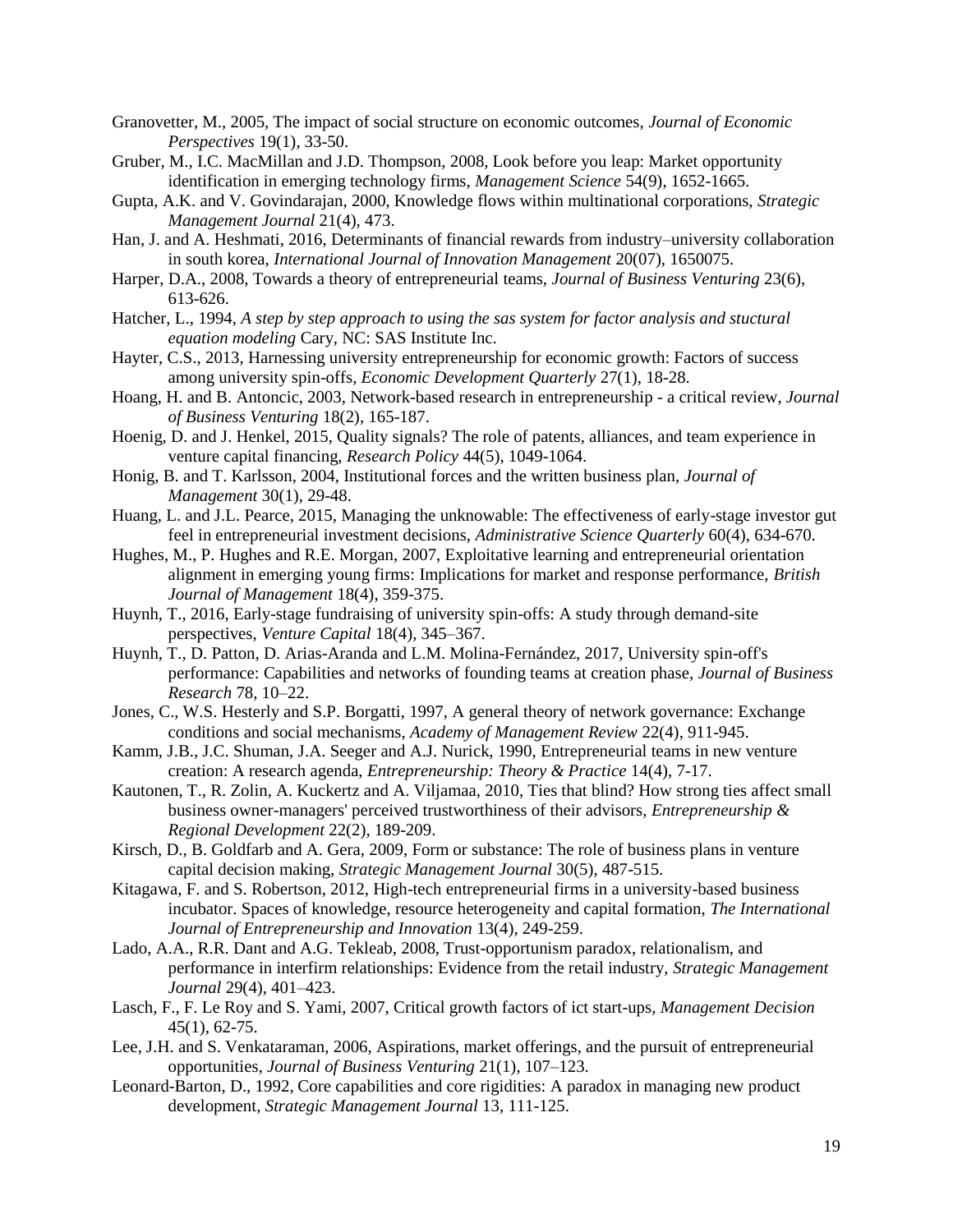Granovetter, M., 2005, The impact of social structure on economic outcomes, *Journal of Economic Perspectives* 19(1), 33-50.

Gruber, M., I.C. MacMillan and J.D. Thompson, 2008, Look before you leap: Market opportunity identification in emerging technology firms, *Management Science* 54(9), 1652-1665.

Gupta, A.K. and V. Govindarajan, 2000, Knowledge flows within multinational corporations, *Strategic Management Journal* 21(4), 473.

Han, J. and A. Heshmati, 2016, Determinants of financial rewards from industry–university collaboration in south korea, *International Journal of Innovation Management* 20(07), 1650075.

Harper, D.A., 2008, Towards a theory of entrepreneurial teams, *Journal of Business Venturing* 23(6), 613-626.

Hatcher, L., 1994, *A step by step approach to using the sas system for factor analysis and stuctural equation modeling* Cary, NC: SAS Institute Inc.

Hayter, C.S., 2013, Harnessing university entrepreneurship for economic growth: Factors of success among university spin-offs, *Economic Development Quarterly* 27(1), 18-28.

Hoang, H. and B. Antoncic, 2003, Network-based research in entrepreneurship - a critical review, *Journal of Business Venturing* 18(2), 165-187.

Hoenig, D. and J. Henkel, 2015, Quality signals? The role of patents, alliances, and team experience in venture capital financing, *Research Policy* 44(5), 1049-1064.

Honig, B. and T. Karlsson, 2004, Institutional forces and the written business plan, *Journal of Management* 30(1), 29-48.

Huang, L. and J.L. Pearce, 2015, Managing the unknowable: The effectiveness of early-stage investor gut feel in entrepreneurial investment decisions, *Administrative Science Quarterly* 60(4), 634-670.

Hughes, M., P. Hughes and R.E. Morgan, 2007, Exploitative learning and entrepreneurial orientation alignment in emerging young firms: Implications for market and response performance, *British Journal of Management* 18(4), 359-375.

Huynh, T., 2016, Early-stage fundraising of university spin-offs: A study through demand-site perspectives, *Venture Capital* 18(4), 345–367.

Huynh, T., D. Patton, D. Arias-Aranda and L.M. Molina-Fernández, 2017, University spin-off's performance: Capabilities and networks of founding teams at creation phase, *Journal of Business Research* 78, 10–22.

Jones, C., W.S. Hesterly and S.P. Borgatti, 1997, A general theory of network governance: Exchange conditions and social mechanisms, *Academy of Management Review* 22(4), 911-945.

Kamm, J.B., J.C. Shuman, J.A. Seeger and A.J. Nurick, 1990, Entrepreneurial teams in new venture creation: A research agenda, *Entrepreneurship: Theory & Practice* 14(4), 7-17.

Kautonen, T., R. Zolin, A. Kuckertz and A. Viljamaa, 2010, Ties that blind? How strong ties affect small business owner-managers' perceived trustworthiness of their advisors, *Entrepreneurship & Regional Development* 22(2), 189-209.

Kirsch, D., B. Goldfarb and A. Gera, 2009, Form or substance: The role of business plans in venture capital decision making, *Strategic Management Journal* 30(5), 487-515.

Kitagawa, F. and S. Robertson, 2012, High-tech entrepreneurial firms in a university-based business incubator. Spaces of knowledge, resource heterogeneity and capital formation, *The International Journal of Entrepreneurship and Innovation* 13(4), 249-259.

Lado, A.A., R.R. Dant and A.G. Tekleab, 2008, Trust-opportunism paradox, relationalism, and performance in interfirm relationships: Evidence from the retail industry, *Strategic Management Journal* 29(4), 401–423.

Lasch, F., F. Le Roy and S. Yami, 2007, Critical growth factors of ict start-ups, *Management Decision* 45(1), 62-75.

Lee, J.H. and S. Venkataraman, 2006, Aspirations, market offerings, and the pursuit of entrepreneurial opportunities, *Journal of Business Venturing* 21(1), 107–123.

Leonard-Barton, D., 1992, Core capabilities and core rigidities: A paradox in managing new product development, *Strategic Management Journal* 13, 111-125.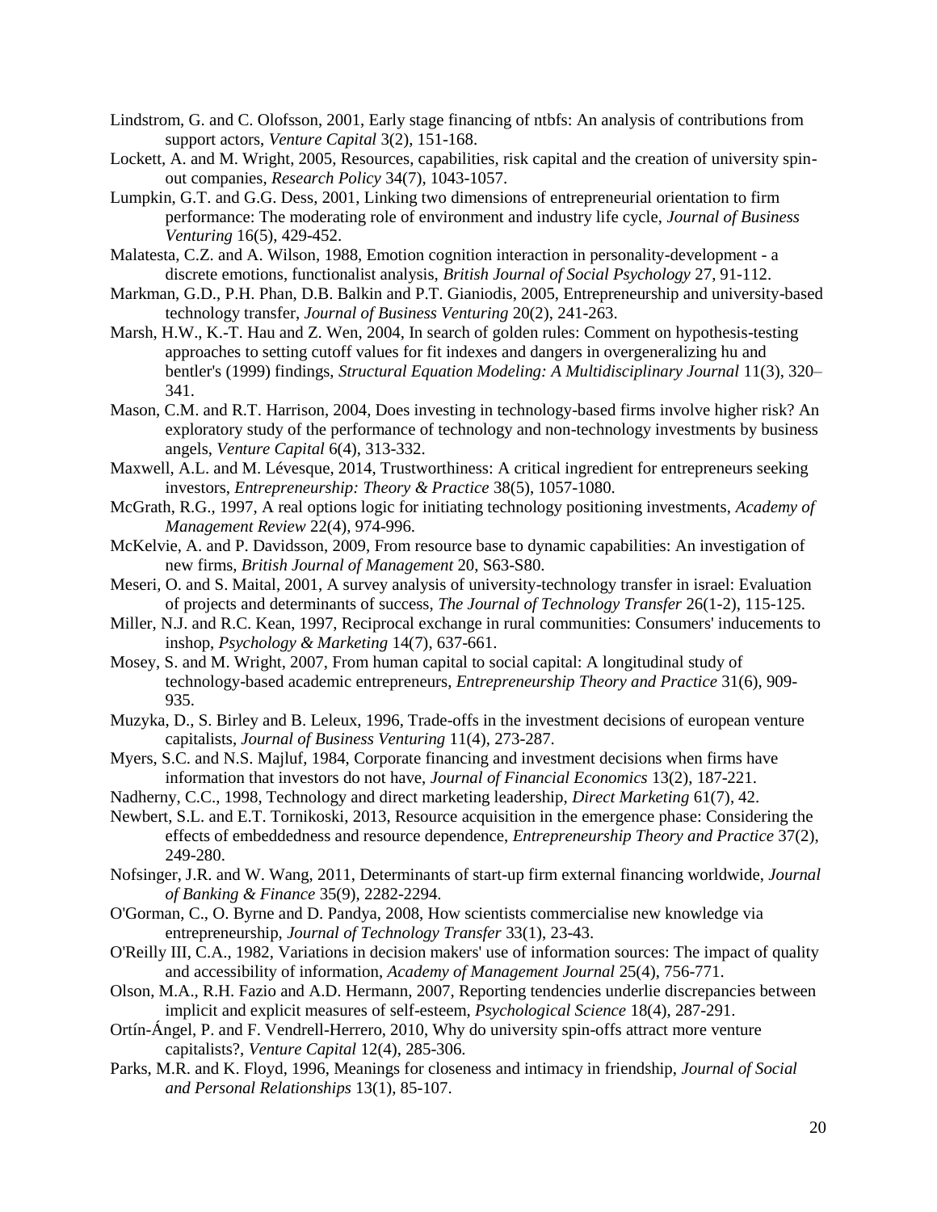Lindstrom, G. and C. Olofsson, 2001, Early stage financing of ntbfs: An analysis of contributions from support actors, *Venture Capital* 3(2), 151-168.

Lockett, A. and M. Wright, 2005, Resources, capabilities, risk capital and the creation of university spin-out companies, *Research Policy* 34(7), 1043-1057.

Lumpkin, G.T. and G.G. Dess, 2001, Linking two dimensions of entrepreneurial orientation to firm performance: The moderating role of environment and industry life cycle, *Journal of Business Venturing* 16(5), 429-452.

Malatesta, C.Z. and A. Wilson, 1988, Emotion cognition interaction in personality-development - a discrete emotions, functionalist analysis, *British Journal of Social Psychology* 27, 91-112.

Markman, G.D., P.H. Phan, D.B. Balkin and P.T. Gianiodis, 2005, Entrepreneurship and university-based technology transfer, *Journal of Business Venturing* 20(2), 241-263.

Marsh, H.W., K.-T. Hau and Z. Wen, 2004, In search of golden rules: Comment on hypothesis-testing approaches to setting cutoff values for fit indexes and dangers in overgeneralizing hu and bentler's (1999) findings, *Structural Equation Modeling: A Multidisciplinary Journal* 11(3), 320–341.

Mason, C.M. and R.T. Harrison, 2004, Does investing in technology-based firms involve higher risk? An exploratory study of the performance of technology and non-technology investments by business angels, *Venture Capital* 6(4), 313-332.

Maxwell, A.L. and M. Lévesque, 2014, Trustworthiness: A critical ingredient for entrepreneurs seeking investors, *Entrepreneurship: Theory & Practice* 38(5), 1057-1080.

McGrath, R.G., 1997, A real options logic for initiating technology positioning investments, *Academy of Management Review* 22(4), 974-996.

McKelvie, A. and P. Davidsson, 2009, From resource base to dynamic capabilities: An investigation of new firms, *British Journal of Management* 20, S63-S80.

Meseri, O. and S. Maital, 2001, A survey analysis of university-technology transfer in israel: Evaluation of projects and determinants of success, *The Journal of Technology Transfer* 26(1-2), 115-125.

Miller, N.J. and R.C. Kean, 1997, Reciprocal exchange in rural communities: Consumers' inducements to inshop, *Psychology & Marketing* 14(7), 637-661.

Mosey, S. and M. Wright, 2007, From human capital to social capital: A longitudinal study of technology-based academic entrepreneurs, *Entrepreneurship Theory and Practice* 31(6), 909-935.

Muzyka, D., S. Birley and B. Leleux, 1996, Trade-offs in the investment decisions of european venture capitalists, *Journal of Business Venturing* 11(4), 273-287.

Myers, S.C. and N.S. Majluf, 1984, Corporate financing and investment decisions when firms have information that investors do not have, *Journal of Financial Economics* 13(2), 187-221.

Nadherny, C.C., 1998, Technology and direct marketing leadership, *Direct Marketing* 61(7), 42.

Newbert, S.L. and E.T. Tornikoski, 2013, Resource acquisition in the emergence phase: Considering the effects of embeddedness and resource dependence, *Entrepreneurship Theory and Practice* 37(2), 249-280.

Nofsinger, J.R. and W. Wang, 2011, Determinants of start-up firm external financing worldwide, *Journal of Banking & Finance* 35(9), 2282-2294.

O'Gorman, C., O. Byrne and D. Pandya, 2008, How scientists commercialise new knowledge via entrepreneurship, *Journal of Technology Transfer* 33(1), 23-43.

O'Reilly III, C.A., 1982, Variations in decision makers' use of information sources: The impact of quality and accessibility of information, *Academy of Management Journal* 25(4), 756-771.

Olson, M.A., R.H. Fazio and A.D. Hermann, 2007, Reporting tendencies underlie discrepancies between implicit and explicit measures of self-esteem, *Psychological Science* 18(4), 287-291.

Ortín-Ángel, P. and F. Vendrell-Herrero, 2010, Why do university spin-offs attract more venture capitalists?, *Venture Capital* 12(4), 285-306.

Parks, M.R. and K. Floyd, 1996, Meanings for closeness and intimacy in friendship, *Journal of Social and Personal Relationships* 13(1), 85-107.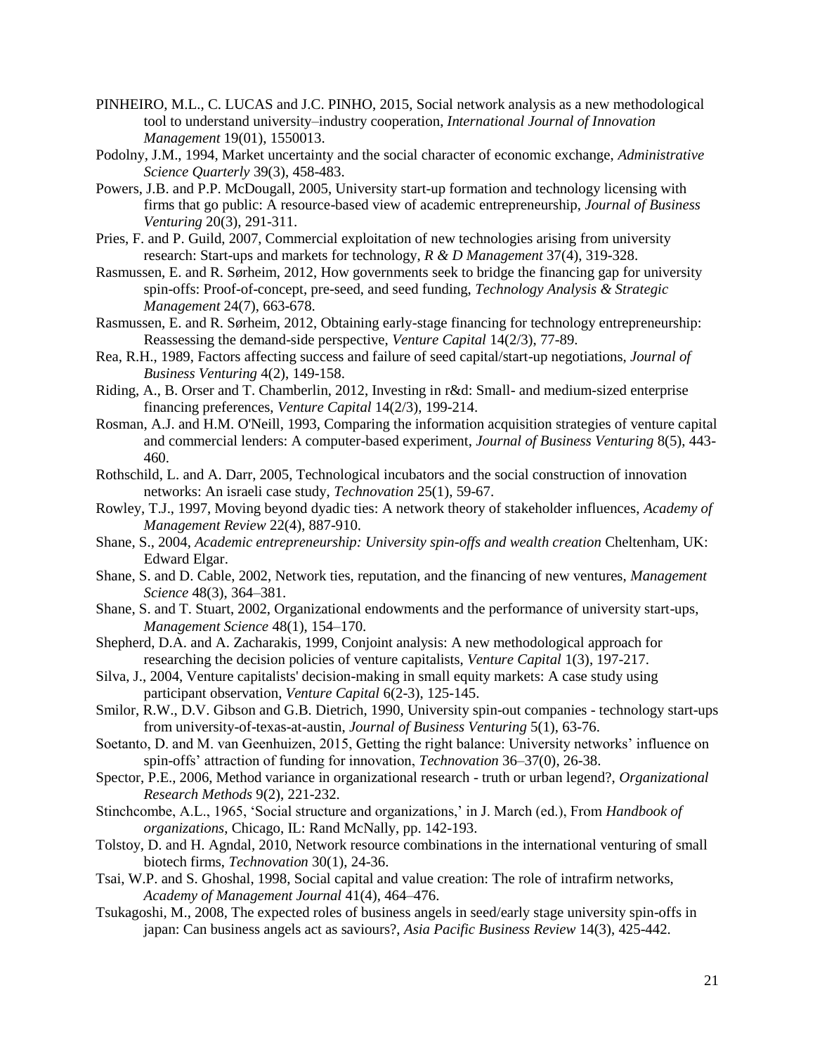PINHEIRO, M.L., C. LUCAS and J.C. PINHO, 2015, Social network analysis as a new methodological tool to understand university–industry cooperation, *International Journal of Innovation Management* 19(01), 1550013.

Podolny, J.M., 1994, Market uncertainty and the social character of economic exchange, *Administrative Science Quarterly* 39(3), 458-483.

Powers, J.B. and P.P. McDougall, 2005, University start-up formation and technology licensing with firms that go public: A resource-based view of academic entrepreneurship, *Journal of Business Venturing* 20(3), 291-311.

Pries, F. and P. Guild, 2007, Commercial exploitation of new technologies arising from university research: Start-ups and markets for technology, *R & D Management* 37(4), 319-328.

Rasmussen, E. and R. Sørheim, 2012, How governments seek to bridge the financing gap for university spin-offs: Proof-of-concept, pre-seed, and seed funding, *Technology Analysis & Strategic Management* 24(7), 663-678.

Rasmussen, E. and R. Sørheim, 2012, Obtaining early-stage financing for technology entrepreneurship: Reassessing the demand-side perspective, *Venture Capital* 14(2/3), 77-89.

Rea, R.H., 1989, Factors affecting success and failure of seed capital/start-up negotiations, *Journal of Business Venturing* 4(2), 149-158.

Riding, A., B. Orser and T. Chamberlin, 2012, Investing in r&d: Small- and medium-sized enterprise financing preferences, *Venture Capital* 14(2/3), 199-214.

Rosman, A.J. and H.M. O'Neill, 1993, Comparing the information acquisition strategies of venture capital and commercial lenders: A computer-based experiment, *Journal of Business Venturing* 8(5), 443-460.

Rothschild, L. and A. Darr, 2005, Technological incubators and the social construction of innovation networks: An israeli case study, *Technovation* 25(1), 59-67.

Rowley, T.J., 1997, Moving beyond dyadic ties: A network theory of stakeholder influences, *Academy of Management Review* 22(4), 887-910.

Shane, S., 2004, *Academic entrepreneurship: University spin-offs and wealth creation* Cheltenham, UK: Edward Elgar.

Shane, S. and D. Cable, 2002, Network ties, reputation, and the financing of new ventures, *Management Science* 48(3), 364–381.

Shane, S. and T. Stuart, 2002, Organizational endowments and the performance of university start-ups, *Management Science* 48(1), 154–170.

Shepherd, D.A. and A. Zacharakis, 1999, Conjoint analysis: A new methodological approach for researching the decision policies of venture capitalists, *Venture Capital* 1(3), 197-217.

Silva, J., 2004, Venture capitalists' decision-making in small equity markets: A case study using participant observation, *Venture Capital* 6(2-3), 125-145.

Smilor, R.W., D.V. Gibson and G.B. Dietrich, 1990, University spin-out companies - technology start-ups from university-of-texas-at-austin, *Journal of Business Venturing* 5(1), 63-76.

Soetanto, D. and M. van Geenhuizen, 2015, Getting the right balance: University networks' influence on spin-offs' attraction of funding for innovation, *Technovation* 36–37(0), 26-38.

Spector, P.E., 2006, Method variance in organizational research - truth or urban legend?, *Organizational Research Methods* 9(2), 221-232.

Stinchcombe, A.L., 1965, 'Social structure and organizations,' in J. March (ed.), From *Handbook of organizations*, Chicago, IL: Rand McNally, pp. 142-193.

Tolstoy, D. and H. Agndal, 2010, Network resource combinations in the international venturing of small biotech firms, *Technovation* 30(1), 24-36.

Tsai, W.P. and S. Ghoshal, 1998, Social capital and value creation: The role of intrafirm networks, *Academy of Management Journal* 41(4), 464–476.

Tsukagoshi, M., 2008, The expected roles of business angels in seed/early stage university spin-offs in japan: Can business angels act as saviours?, *Asia Pacific Business Review* 14(3), 425-442.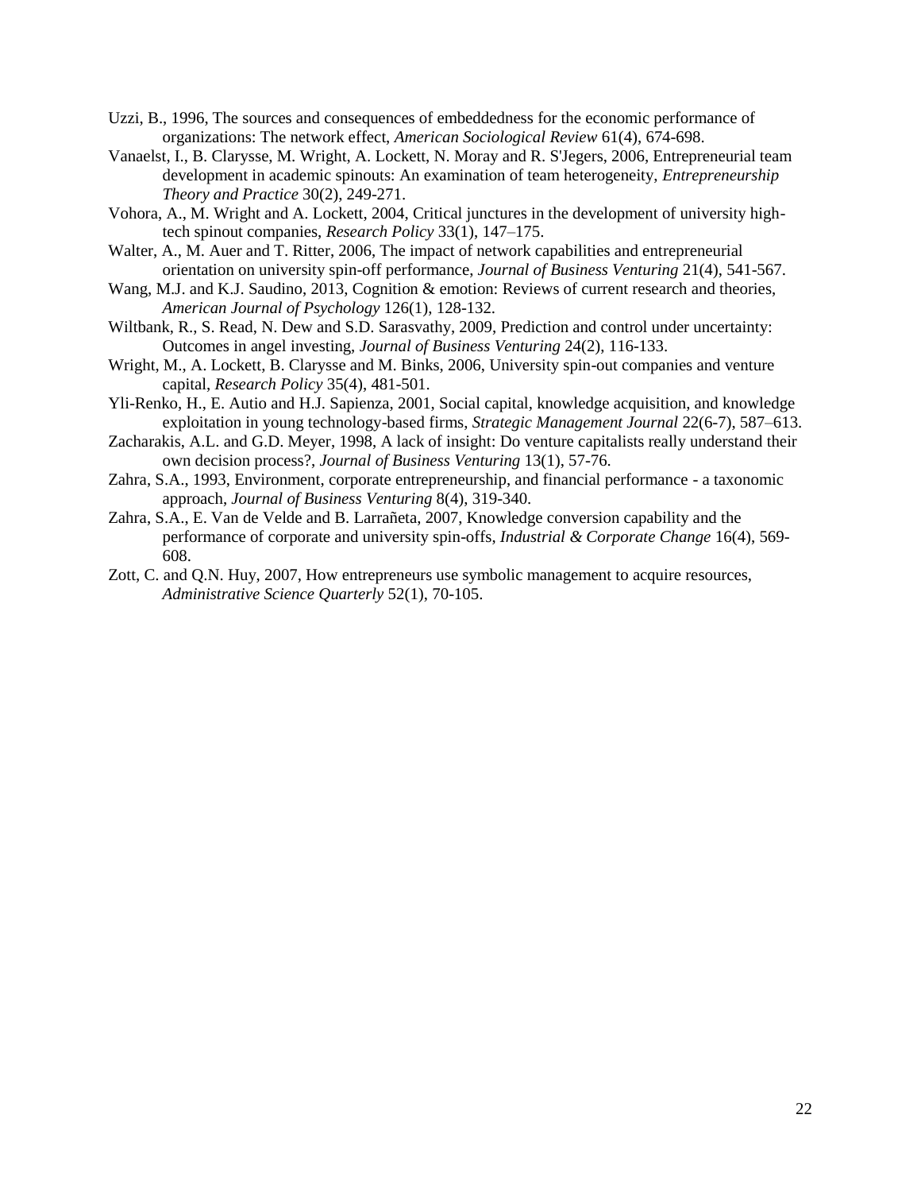Uzzi, B., 1996, The sources and consequences of embeddedness for the economic performance of organizations: The network effect, *American Sociological Review* 61(4), 674-698.

Vanaelst, I., B. Clarysse, M. Wright, A. Lockett, N. Moray and R. S'Jegers, 2006, Entrepreneurial team development in academic spinouts: An examination of team heterogeneity, *Entrepreneurship Theory and Practice* 30(2), 249-271.

Vohora, A., M. Wright and A. Lockett, 2004, Critical junctures in the development of university high-tech spinout companies, *Research Policy* 33(1), 147–175.

Walter, A., M. Auer and T. Ritter, 2006, The impact of network capabilities and entrepreneurial orientation on university spin-off performance, *Journal of Business Venturing* 21(4), 541-567.

Wang, M.J. and K.J. Saudino, 2013, Cognition & emotion: Reviews of current research and theories, *American Journal of Psychology* 126(1), 128-132.

Wiltbank, R., S. Read, N. Dew and S.D. Sarasvathy, 2009, Prediction and control under uncertainty: Outcomes in angel investing, *Journal of Business Venturing* 24(2), 116-133.

Wright, M., A. Lockett, B. Clarysse and M. Binks, 2006, University spin-out companies and venture capital, *Research Policy* 35(4), 481-501.

Yli-Renko, H., E. Autio and H.J. Sapienza, 2001, Social capital, knowledge acquisition, and knowledge exploitation in young technology-based firms, *Strategic Management Journal* 22(6-7), 587–613.

Zacharakis, A.L. and G.D. Meyer, 1998, A lack of insight: Do venture capitalists really understand their own decision process?, *Journal of Business Venturing* 13(1), 57-76.

Zahra, S.A., 1993, Environment, corporate entrepreneurship, and financial performance - a taxonomic approach, *Journal of Business Venturing* 8(4), 319-340.

Zahra, S.A., E. Van de Velde and B. Larrañeta, 2007, Knowledge conversion capability and the performance of corporate and university spin-offs, *Industrial & Corporate Change* 16(4), 569-608.

Zott, C. and Q.N. Huy, 2007, How entrepreneurs use symbolic management to acquire resources, *Administrative Science Quarterly* 52(1), 70-105.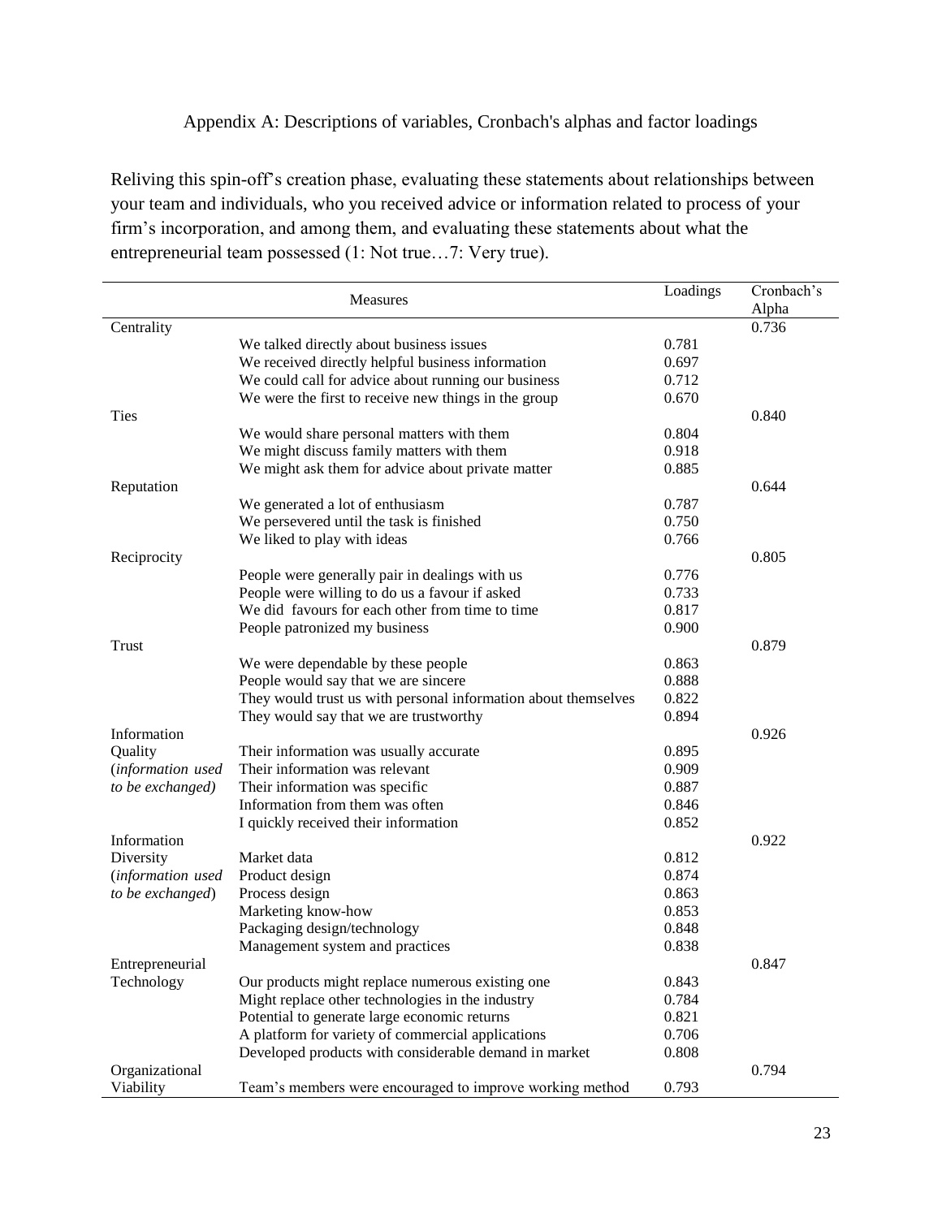Appendix A: Descriptions of variables, Cronbach's alphas and factor loadings

Reliving this spin-off's creation phase, evaluating these statements about relationships between your team and individuals, who you received advice or information related to process of your firm's incorporation, and among them, and evaluating these statements about what the entrepreneurial team possessed (1: Not true…7: Very true).

| Measures | | Loadings | Cronbach's Alpha |
|---|---|---|---|
| Centrality | | | 0.736 |
| | We talked directly about business issues | 0.781 | |
| | We received directly helpful business information | 0.697 | |
| | We could call for advice about running our business | 0.712 | |
| | We were the first to receive new things in the group | 0.670 | |
| Ties | | | 0.840 |
| | We would share personal matters with them | 0.804 | |
| | We might discuss family matters with them | 0.918 | |
| | We might ask them for advice about private matter | 0.885 | |
| Reputation | | | 0.644 |
| | We generated a lot of enthusiasm | 0.787 | |
| | We persevered until the task is finished | 0.750 | |
| | We liked to play with ideas | 0.766 | |
| Reciprocity | | | 0.805 |
| | People were generally pair in dealings with us | 0.776 | |
| | People were willing to do us a favour if asked | 0.733 | |
| | We did favours for each other from time to time | 0.817 | |
| | People patronized my business | 0.900 | |
| Trust | | | 0.879 |
| | We were dependable by these people | 0.863 | |
| | People would say that we are sincere | 0.888 | |
| | They would trust us with personal information about themselves | 0.822 | |
| | They would say that we are trustworthy | 0.894 | |
| Information Quality (*information used to be exchanged)* | | | 0.926 |
| | Their information was usually accurate | 0.895 | |
| | Their information was relevant | 0.909 | |
| | Their information was specific | 0.887 | |
| | Information from them was often | 0.846 | |
| | I quickly received their information | 0.852 | |
| Information Diversity (*information used to be exchanged*) | | | 0.922 |
| | Market data | 0.812 | |
| | Product design | 0.874 | |
| | Process design | 0.863 | |
| | Marketing know-how | 0.853 | |
| | Packaging design/technology | 0.848 | |
| | Management system and practices | 0.838 | |
| Entrepreneurial Technology | | | 0.847 |
| | Our products might replace numerous existing one | 0.843 | |
| | Might replace other technologies in the industry | 0.784 | |
| | Potential to generate large economic returns | 0.821 | |
| | A platform for variety of commercial applications | 0.706 | |
| | Developed products with considerable demand in market | 0.808 | |
| Organizational Viability | | | 0.794 |
| | Team's members were encouraged to improve working method | 0.793 | |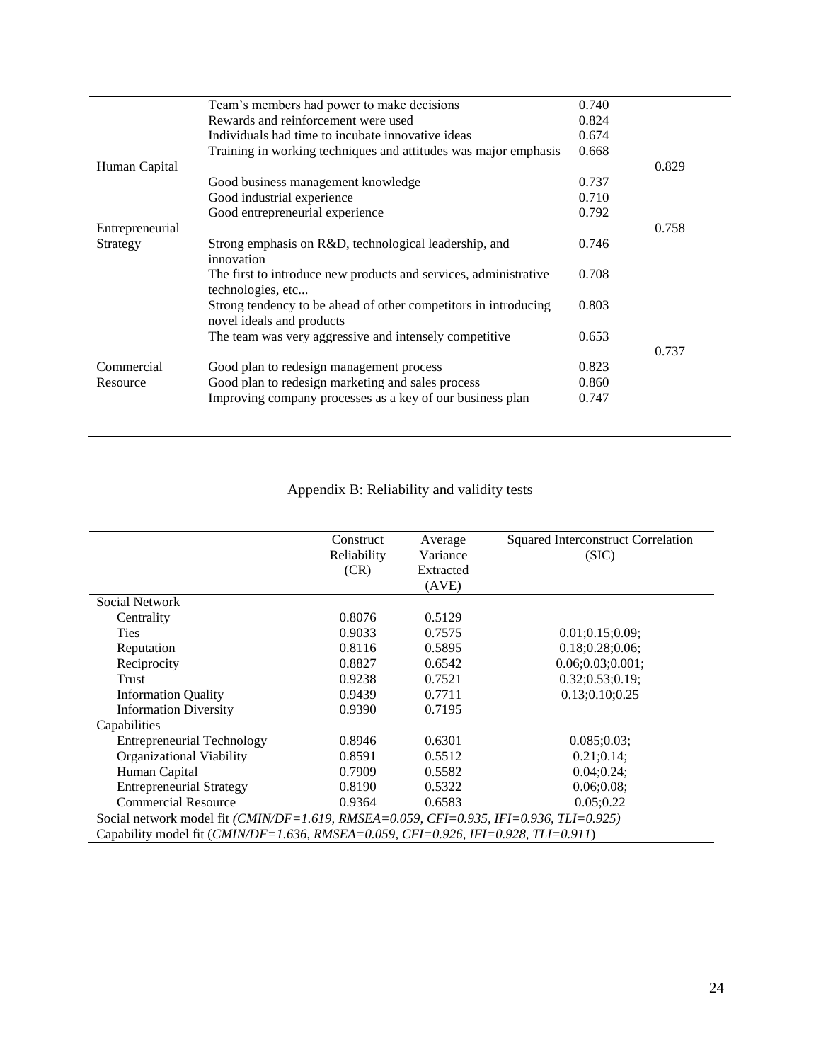| | | | |
|---|---|---|---|
| | Team's members had power to make decisions | 0.740 | |
| | Rewards and reinforcement were used | 0.824 | |
| | Individuals had time to incubate innovative ideas | 0.674 | |
| | Training in working techniques and attitudes was major emphasis | 0.668 | |
| Human Capital | | | 0.829 |
| | Good business management knowledge | 0.737 | |
| | Good industrial experience | 0.710 | |
| | Good entrepreneurial experience | 0.792 | |
| Entrepreneurial | | | 0.758 |
| Strategy | Strong emphasis on R&D, technological leadership, and innovation | 0.746 | |
| | The first to introduce new products and services, administrative technologies, etc... | 0.708 | |
| | Strong tendency to be ahead of other competitors in introducing novel ideals and products | 0.803 | |
| | The team was very aggressive and intensely competitive | 0.653 | |
| | | | 0.737 |
| Commercial | Good plan to redesign management process | 0.823 | |
| Resource | Good plan to redesign marketing and sales process | 0.860 | |
| | Improving company processes as a key of our business plan | 0.747 | |

## Appendix B: Reliability and validity tests

| | Construct Reliability (CR) | Average Variance Extracted (AVE) | Squared Interconstruct Correlation (SIC) |
|---|---|---|---|
| Social Network | | | |
| Centrality | 0.8076 | 0.5129 | |
| Ties | 0.9033 | 0.7575 | 0.01;0.15;0.09; |
| Reputation | 0.8116 | 0.5895 | 0.18;0.28;0.06; |
| Reciprocity | 0.8827 | 0.6542 | 0.06;0.03;0.001; |
| Trust | 0.9238 | 0.7521 | 0.32;0.53;0.19; |
| Information Quality | 0.9439 | 0.7711 | 0.13;0.10;0.25 |
| Information Diversity | 0.9390 | 0.7195 | |
| Capabilities | | | |
| Entrepreneurial Technology | 0.8946 | 0.6301 | 0.085;0.03; |
| Organizational Viability | 0.8591 | 0.5512 | 0.21;0.14; |
| Human Capital | 0.7909 | 0.5582 | 0.04;0.24; |
| Entrepreneurial Strategy | 0.8190 | 0.5322 | 0.06;0.08; |
| Commercial Resource | 0.9364 | 0.6583 | 0.05;0.22 |
| Social network model fit *(CMIN/DF=1.619, RMSEA=0.059, CFI=0.935, IFI=0.936, TLI=0.925)* | | | |
| Capability model fit (*CMIN/DF=1.636, RMSEA=0.059, CFI=0.926, IFI=0.928, TLI=0.911*) | | | |